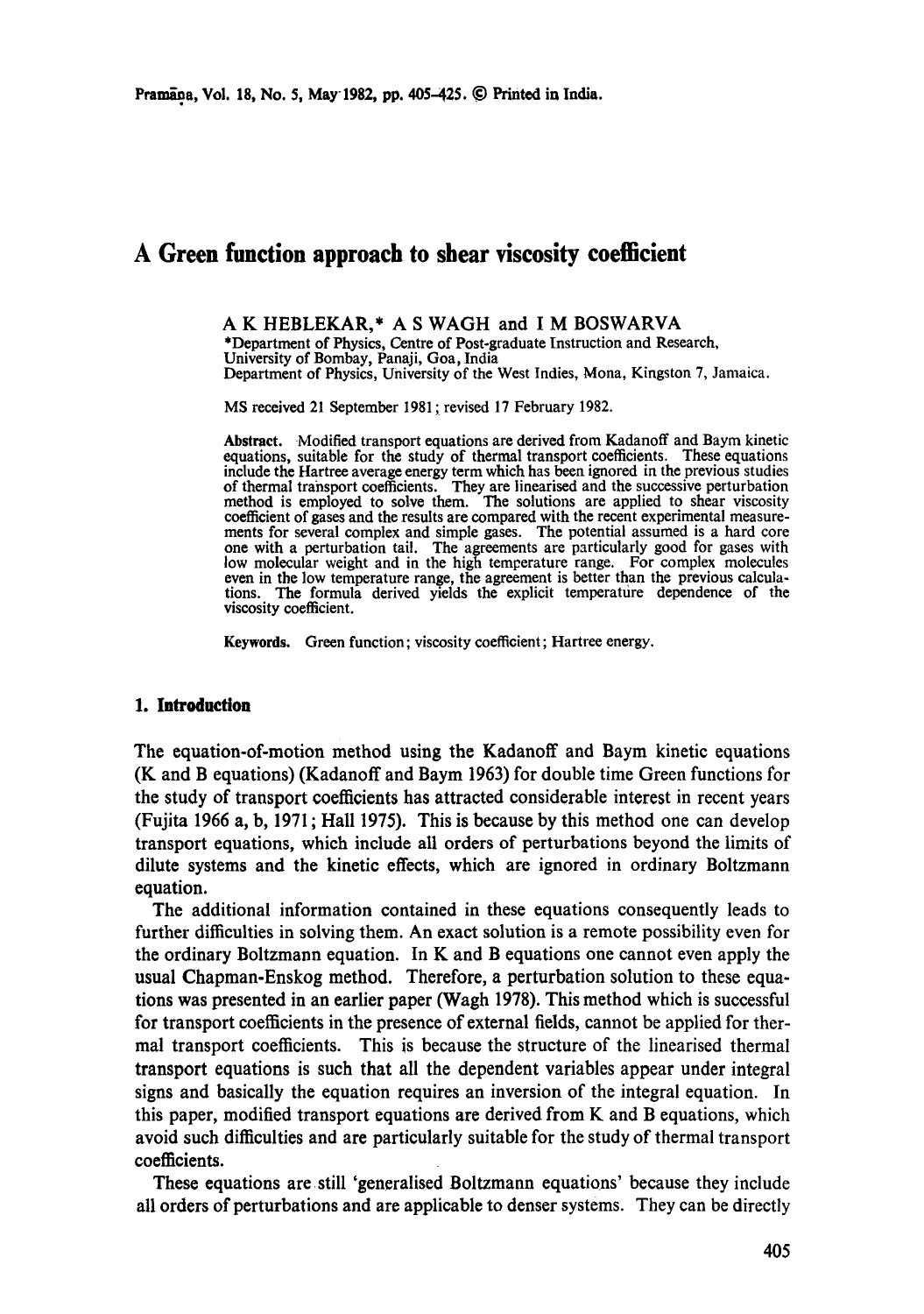# A Green function approach to shear viscosity coefficient

A K HEBLEKAR,* A S WAGH and I M BOSWARVA

*Department of Physics, Centre of Post-graduate Instruction and Research, University of Bombay, Panaji, Goa, India
Department of Physics, University of the West Indies, Mona, Kingston 7, Jamaica.

MS received 21 September 1981; revised 17 February 1982.

**Abstract.** Modified transport equations are derived from Kadanoff and Baym kinetic equations, suitable for the study of thermal transport coefficients. These equations include the Hartree average energy term which has been ignored in the previous studies of thermal transport coefficients. They are linearised and the successive perturbation method is employed to solve them. The solutions are applied to shear viscosity coefficient of gases and the results are compared with the recent experimental measurements for several complex and simple gases. The potential assumed is a hard core one with a perturbation tail. The agreements are particularly good for gases with low molecular weight and in the high temperature range. For complex molecules even in the low temperature range, the agreement is better than the previous calculations. The formula derived yields the explicit temperature dependence of the viscosity coefficient.

**Keywords.** Green function; viscosity coefficient; Hartree energy.

## 1. Introduction

The equation-of-motion method using the Kadanoff and Baym kinetic equations (K and B equations) (Kadanoff and Baym 1963) for double time Green functions for the study of transport coefficients has attracted considerable interest in recent years (Fujita 1966 a, b, 1971; Hall 1975). This is because by this method one can develop transport equations, which include all orders of perturbations beyond the limits of dilute systems and the kinetic effects, which are ignored in ordinary Boltzmann equation.

The additional information contained in these equations consequently leads to further difficulties in solving them. An exact solution is a remote possibility even for the ordinary Boltzmann equation. In K and B equations one cannot even apply the usual Chapman-Enskog method. Therefore, a perturbation solution to these equations was presented in an earlier paper (Wagh 1978). This method which is successful for transport coefficients in the presence of external fields, cannot be applied for thermal transport coefficients. This is because the structure of the linearised thermal transport equations is such that all the dependent variables appear under integral signs and basically the equation requires an inversion of the integral equation. In this paper, modified transport equations are derived from K and B equations, which avoid such difficulties and are particularly suitable for the study of thermal transport coefficients.

These equations are still 'generalised Boltzmann equations' because they include all orders of perturbations and are applicable to denser systems. They can be directly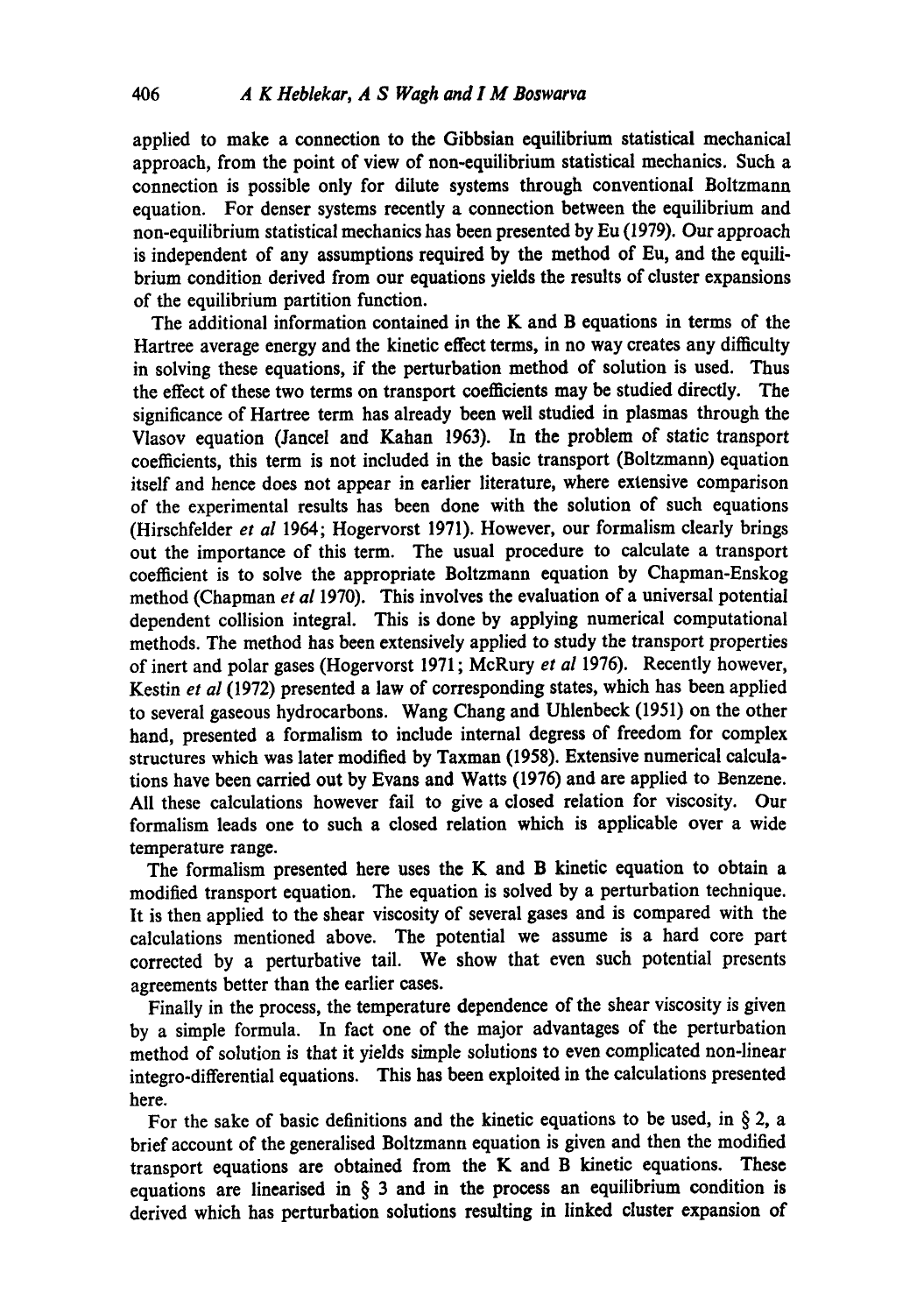applied to make a connection to the Gibbsian equilibrium statistical mechanical approach, from the point of view of non-equilibrium statistical mechanics. Such a connection is possible only for dilute systems through conventional Boltzmann equation. For denser systems recently a connection between the equilibrium and non-equilibrium statistical mechanics has been presented by Eu (1979). Our approach is independent of any assumptions required by the method of Eu, and the equilibrium condition derived from our equations yields the results of cluster expansions of the equilibrium partition function.

The additional information contained in the K and B equations in terms of the Hartree average energy and the kinetic effect terms, in no way creates any difficulty in solving these equations, if the perturbation method of solution is used. Thus the effect of these two terms on transport coefficients may be studied directly. The significance of Hartree term has already been well studied in plasmas through the Vlasov equation (Jancel and Kahan 1963). In the problem of static transport coefficients, this term is not included in the basic transport (Boltzmann) equation itself and hence does not appear in earlier literature, where extensive comparison of the experimental results has been done with the solution of such equations (Hirschfelder *et al* 1964; Hogervorst 1971). However, our formalism clearly brings out the importance of this term. The usual procedure to calculate a transport coefficient is to solve the appropriate Boltzmann equation by Chapman-Enskog method (Chapman *et al* 1970). This involves the evaluation of a universal potential dependent collision integral. This is done by applying numerical computational methods. The method has been extensively applied to study the transport properties of inert and polar gases (Hogervorst 1971; McRury *et al* 1976). Recently however, Kestin *et al* (1972) presented a law of corresponding states, which has been applied to several gaseous hydrocarbons. Wang Chang and Uhlenbeck (1951) on the other hand, presented a formalism to include internal degress of freedom for complex structures which was later modified by Taxman (1958). Extensive numerical calculations have been carried out by Evans and Watts (1976) and are applied to Benzene. All these calculations however fail to give a closed relation for viscosity. Our formalism leads one to such a closed relation which is applicable over a wide temperature range.

The formalism presented here uses the K and B kinetic equation to obtain a modified transport equation. The equation is solved by a perturbation technique. It is then applied to the shear viscosity of several gases and is compared with the calculations mentioned above. The potential we assume is a hard core part corrected by a perturbative tail. We show that even such potential presents agreements better than the earlier cases.

Finally in the process, the temperature dependence of the shear viscosity is given by a simple formula. In fact one of the major advantages of the perturbation method of solution is that it yields simple solutions to even complicated non-linear integro-differential equations. This has been exploited in the calculations presented here.

For the sake of basic definitions and the kinetic equations to be used, in § 2, a brief account of the generalised Boltzmann equation is given and then the modified transport equations are obtained from the K and B kinetic equations. These equations are linearised in § 3 and in the process an equilibrium condition is derived which has perturbation solutions resulting in linked cluster expansion of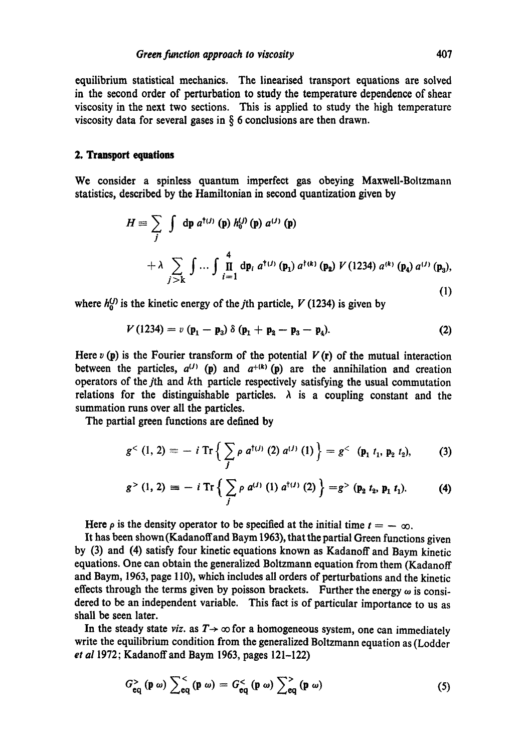equilibrium statistical mechanics. The linearised transport equations are solved in the second order of perturbation to study the temperature dependence of shear viscosity in the next two sections. This is applied to study the high temperature viscosity data for several gases in § 6 conclusions are then drawn.

## 2. Transport equations

We consider a spinless quantum imperfect gas obeying Maxwell-Boltzmann statistics, described by the Hamiltonian in second quantization given by

$$H \equiv \sum_{j} \int d\mathbf{p}\, a^{\dagger(j)}(\mathbf{p})\, h_0^{(j)}(\mathbf{p})\, a^{(j)}(\mathbf{p})$$

$$+ \lambda \sum_{j>k} \int \cdots \int \prod_{i=1}^{4} d\mathbf{p}_i\, a^{\dagger(j)}(\mathbf{p}_1)\, a^{\dagger(k)}(\mathbf{p}_2)\, V(1234)\, a^{(k)}(\mathbf{p}_4)\, a^{(j)}(\mathbf{p}_3), \tag{1}$$

where $h_0^{(j)}$ is the kinetic energy of the $j$th particle, $V(1234)$ is given by

$$V(1234) = v(\mathbf{p}_1 - \mathbf{p}_3)\, \delta(\mathbf{p}_1 + \mathbf{p}_2 - \mathbf{p}_3 - \mathbf{p}_4). \tag{2}$$

Here $v(\mathbf{p})$ is the Fourier transform of the potential $V(\mathbf{r})$ of the mutual interaction between the particles, $a^{(j)}(\mathbf{p})$ and $a^{+(k)}(\mathbf{p})$ are the annihilation and creation operators of the $j$th and $k$th particle respectively satisfying the usual commutation relations for the distinguishable particles. $\lambda$ is a coupling constant and the summation runs over all the particles.

The partial green functions are defined by

$$g^{<}(1,2) \equiv -i\, \mathrm{Tr}\Big\{ \sum_{j} \rho\, a^{\dagger(j)}(2)\, a^{(j)}(1) \Big\} = g^{<}(\mathbf{p}_1 t_1, \mathbf{p}_2 t_2), \tag{3}$$

$$g^{>}(1,2) \equiv -i\, \mathrm{Tr}\Big\{ \sum_{j} \rho\, a^{(j)}(1)\, a^{\dagger(j)}(2) \Big\} = g^{>}(\mathbf{p}_2 t_2, \mathbf{p}_1 t_1). \tag{4}$$

Here $\rho$ is the density operator to be specified at the initial time $t = -\infty$.

It has been shown (Kadanoff and Baym 1963), that the partial Green functions given by (3) and (4) satisfy four kinetic equations known as Kadanoff and Baym kinetic equations. One can obtain the generalized Boltzmann equation from them (Kadanoff and Baym, 1963, page 110), which includes all orders of perturbations and the kinetic effects through the terms given by poisson brackets. Further the energy $\omega$ is considered to be an independent variable. This fact is of particular importance to us as shall be seen later.

In the steady state *viz.* as $T \to \infty$ for a homogeneous system, one can immediately write the equilibrium condition from the generalized Boltzmann equation as (Lodder *et al* 1972; Kadanoff and Baym 1963, pages 121–122)

$$G_{\mathrm{eq}}^{>}(\mathbf{p}\,\omega) \sum\nolimits_{\mathrm{eq}}^{<}(\mathbf{p}\,\omega) = G_{\mathrm{eq}}^{<}(\mathbf{p}\,\omega) \sum\nolimits_{\mathrm{eq}}^{>}(\mathbf{p}\,\omega) \tag{5}$$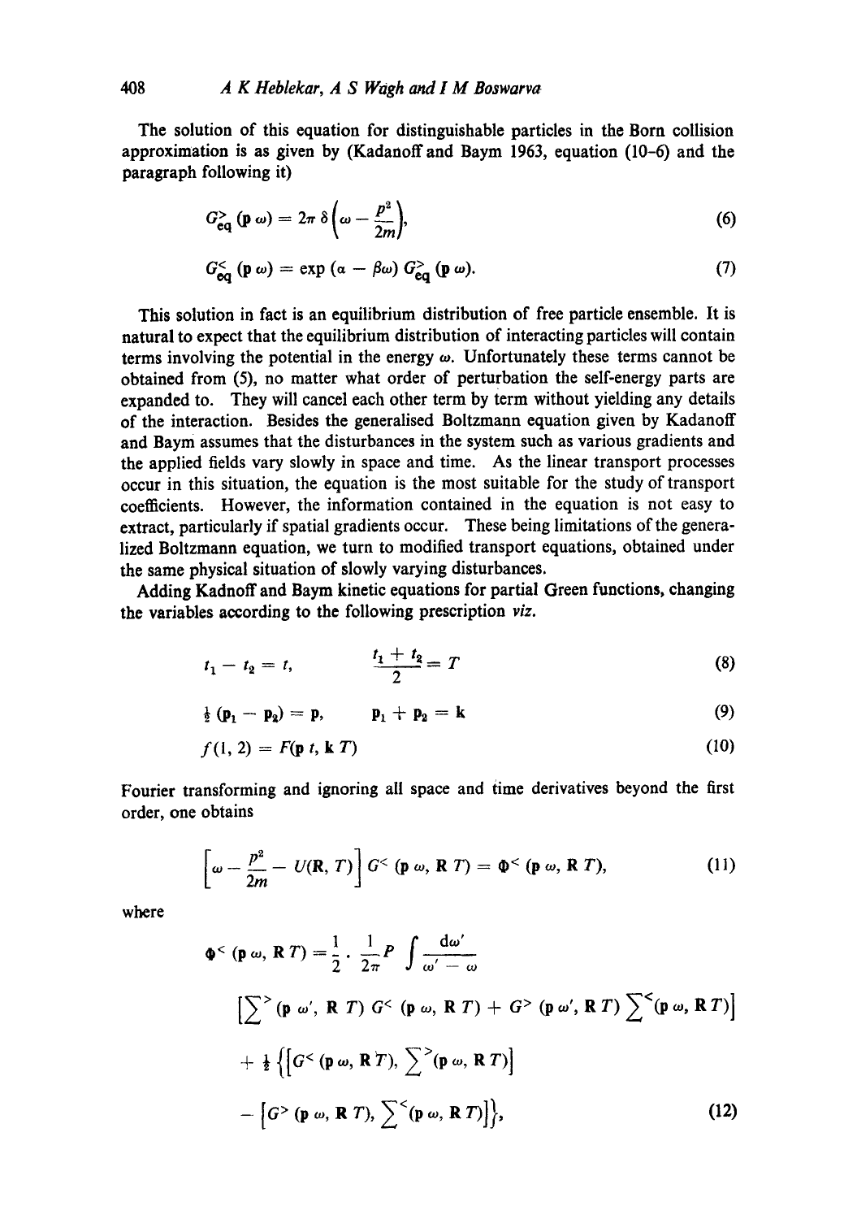The solution of this equation for distinguishable particles in the Born collision approximation is as given by (Kadanoff and Baym 1963, equation (10–6) and the paragraph following it)

$$G^{>}_{\text{eq}}(\mathbf{p}\,\omega) = 2\pi\,\delta\left(\omega - \frac{p^2}{2m}\right), \tag{6}$$

$$G^{<}_{\text{eq}}(\mathbf{p}\,\omega) = \exp(\alpha - \beta\omega)\, G^{>}_{\text{eq}}(\mathbf{p}\,\omega). \tag{7}$$

This solution in fact is an equilibrium distribution of free particle ensemble. It is natural to expect that the equilibrium distribution of interacting particles will contain terms involving the potential in the energy $\omega$. Unfortunately these terms cannot be obtained from (5), no matter what order of perturbation the self-energy parts are expanded to. They will cancel each other term by term without yielding any details of the interaction. Besides the generalised Boltzmann equation given by Kadanoff and Baym assumes that the disturbances in the system such as various gradients and the applied fields vary slowly in space and time. As the linear transport processes occur in this situation, the equation is the most suitable for the study of transport coefficients. However, the information contained in the equation is not easy to extract, particularly if spatial gradients occur. These being limitations of the generalized Boltzmann equation, we turn to modified transport equations, obtained under the same physical situation of slowly varying disturbances.

Adding Kadnoff and Baym kinetic equations for partial Green functions, changing the variables according to the following prescription *viz.*

$$t_1 - t_2 = t, \qquad \frac{t_1 + t_2}{2} = T \tag{8}$$

$$\tfrac{1}{2}(\mathbf{p}_1 - \mathbf{p}_2) = \mathbf{p}, \qquad \mathbf{p}_1 + \mathbf{p}_2 = \mathbf{k} \tag{9}$$

$$f(1, 2) = F(\mathbf{p}\, t, \mathbf{k}\, T) \tag{10}$$

Fourier transforming and ignoring all space and time derivatives beyond the first order, one obtains

$$\left[\omega - \frac{p^2}{2m} - U(\mathbf{R}, T)\right] G^{<}(\mathbf{p}\,\omega, \mathbf{R}\,T) = \Phi^{<}(\mathbf{p}\,\omega, \mathbf{R}\,T), \tag{11}$$

where

$$\begin{aligned}
\Phi^{<}(\mathbf{p}\,\omega, \mathbf{R}\,T) = {} & \frac{1}{2}\cdot\frac{1}{2\pi} P \int \frac{d\omega'}{\omega' - \omega} \\
& \left[\Sigma^{>}(\mathbf{p}\,\omega', \mathbf{R}\,T)\, G^{<}(\mathbf{p}\,\omega, \mathbf{R}\,T) + G^{>}(\mathbf{p}\,\omega', \mathbf{R}\,T)\, \Sigma^{<}(\mathbf{p}\,\omega, \mathbf{R}\,T)\right] \\
& + \tfrac{1}{2}\Big\{\left[G^{<}(\mathbf{p}\,\omega, \mathbf{R}\,T), \Sigma^{>}(\mathbf{p}\,\omega, \mathbf{R}\,T)\right] \\
& - \left[G^{>}(\mathbf{p}\,\omega, \mathbf{R}\,T), \Sigma^{<}(\mathbf{p}\,\omega, \mathbf{R}\,T)\right]\Big\},
\end{aligned} \tag{12}$$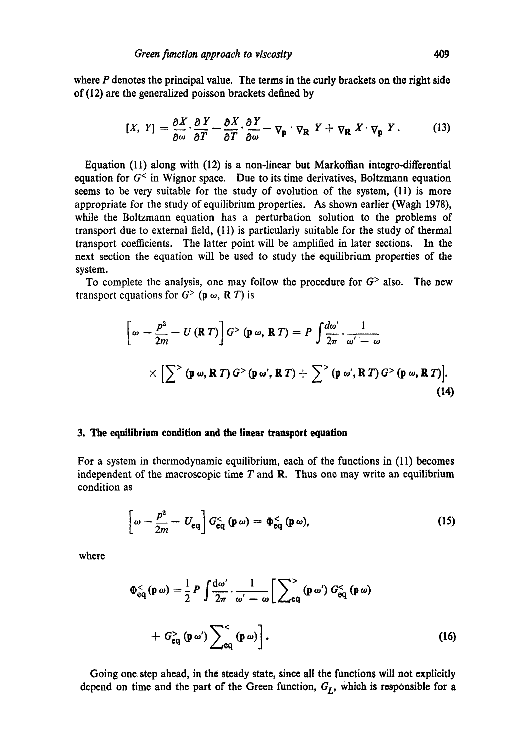where $P$ denotes the principal value. The terms in the curly brackets on the right side of (12) are the generalized poisson brackets defined by

$$[X, Y] = \frac{\partial X}{\partial \omega} \cdot \frac{\partial Y}{\partial T} - \frac{\partial X}{\partial T} \cdot \frac{\partial Y}{\partial \omega} - \nabla_{\mathbf{p}} \cdot \nabla_{\mathbf{R}} Y + \nabla_{\mathbf{R}} X \cdot \nabla_{\mathbf{p}} Y. \tag{13}$$

Equation (11) along with (12) is a non-linear but Markoffian integro-differential equation for $G^<$ in Wignor space. Due to its time derivatives, Boltzmann equation seems to be very suitable for the study of evolution of the system, (11) is more appropriate for the study of equilibrium properties. As shown earlier (Wagh 1978), while the Boltzmann equation has a perturbation solution to the problems of transport due to external field, (11) is particularly suitable for the study of thermal transport coefficients. The latter point will be amplified in later sections. In the next section the equation will be used to study the equilibrium properties of the system.

To complete the analysis, one may follow the procedure for $G^>$ also. The new transport equations for $G^> (\mathbf{p}\, \omega, \mathbf{R}\, T)$ is

$$\left[\omega - \frac{p^2}{2m} - U(\mathbf{R}\, T)\right] G^> (\mathbf{p}\, \omega, \mathbf{R}\, T) = P \int \frac{d\omega'}{2\pi} \cdot \frac{1}{\omega' - \omega}$$

$$\times \left[\sum\nolimits^> (\mathbf{p}\, \omega, \mathbf{R}\, T)\, G^> (\mathbf{p}\, \omega', \mathbf{R}\, T) + \sum\nolimits^> (\mathbf{p}\, \omega', \mathbf{R}\, T)\, G^> (\mathbf{p}\, \omega, \mathbf{R}\, T)\right]. \tag{14}$$

## 3. The equilibrium condition and the linear transport equation

For a system in thermodynamic equilibrium, each of the functions in (11) becomes independent of the macroscopic time $T$ and $\mathbf{R}$. Thus one may write an equilibrium condition as

$$\left[\omega - \frac{p^2}{2m} - U_{\text{eq}}\right] G^<_{\text{eq}} (\mathbf{p}\, \omega) = \Phi^<_{\text{eq}} (\mathbf{p}\, \omega), \tag{15}$$

where

$$\Phi^<_{\text{eq}} (\mathbf{p}\, \omega) = \frac{1}{2} P \int \frac{d\omega'}{2\pi} \cdot \frac{1}{\omega' - \omega} \left[\sum\nolimits^>_{\text{eq}} (\mathbf{p}\, \omega')\, G^<_{\text{eq}} (\mathbf{p}\, \omega)\right.$$

$$\left. + \, G^>_{\text{eq}} (\mathbf{p}\, \omega') \sum\nolimits^<_{\text{eq}} (\mathbf{p}\, \omega)\right]. \tag{16}$$

Going one step ahead, in the steady state, since all the functions will not explicitly depend on time and the part of the Green function, $G_L$, which is responsible for a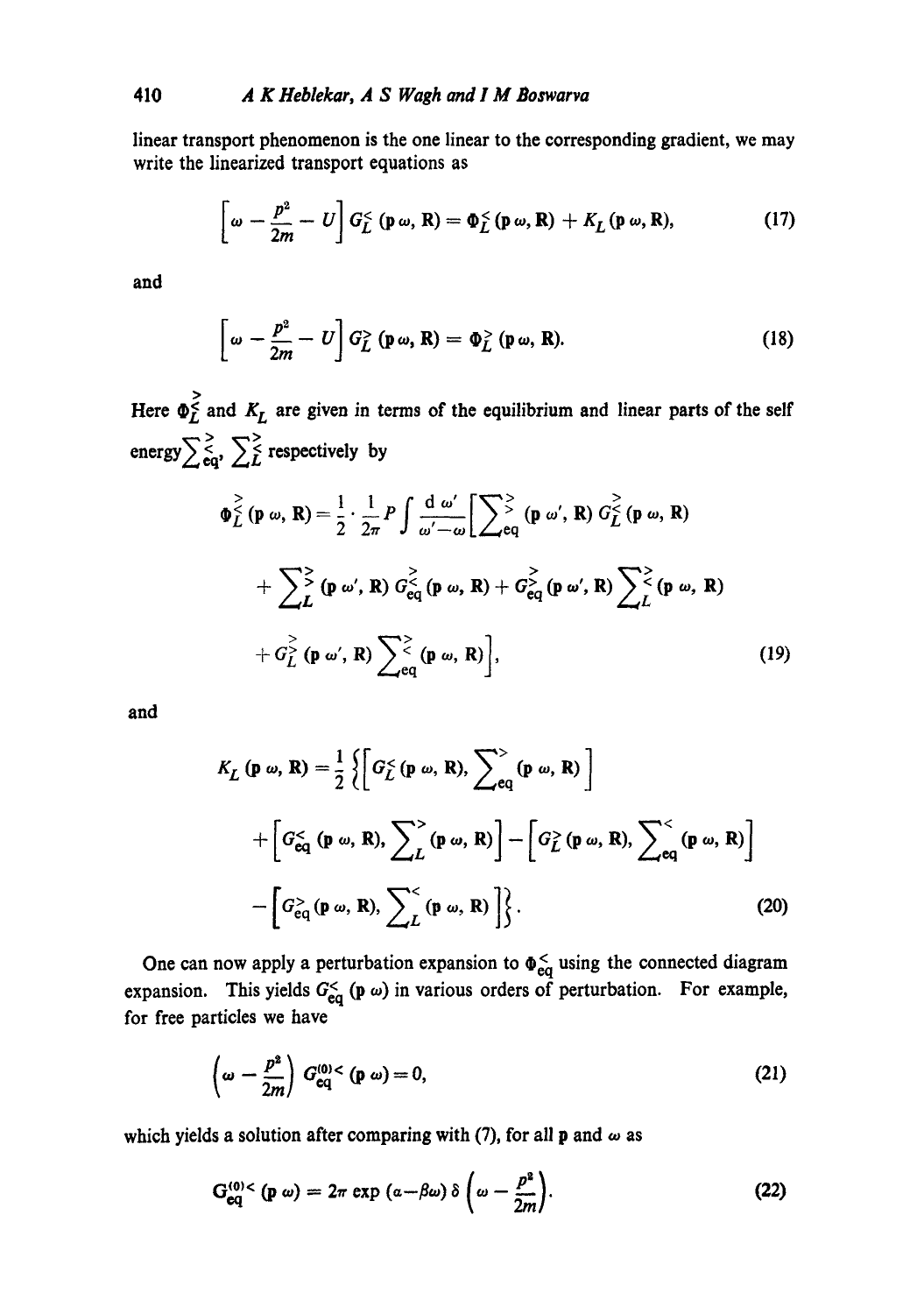linear transport phenomenon is the one linear to the corresponding gradient, we may write the linearized transport equations as

$$\left[\omega - \frac{p^2}{2m} - U\right] G_L^{<}(\mathbf{p}\,\omega, \mathbf{R}) = \Phi_L^{<}(\mathbf{p}\,\omega, \mathbf{R}) + K_L(\mathbf{p}\,\omega, \mathbf{R}), \tag{17}$$

and

$$\left[\omega - \frac{p^2}{2m} - U\right] G_L^{>}(\mathbf{p}\,\omega, \mathbf{R}) = \Phi_L^{>}(\mathbf{p}\,\omega, \mathbf{R}). \tag{18}$$

Here $\Phi_L^{\gtrless}$ and $K_L$ are given in terms of the equilibrium and linear parts of the self energy $\sum_{\text{eq}}^{\gtrless}$, $\sum_L^{\gtrless}$ respectively by

$$\begin{aligned}\Phi_L^{\gtrless}(\mathbf{p}\,\omega, \mathbf{R}) = \frac{1}{2}\cdot\frac{1}{2\pi} P \int \frac{\mathrm{d}\,\omega'}{\omega'-\omega}\Big[&\textstyle\sum_{\text{eq}}^{>}_{>}(\mathbf{p}\,\omega', \mathbf{R})\, G_L^{\gtrless}(\mathbf{p}\,\omega, \mathbf{R}) \\ &+ \textstyle\sum_L^{\gtrless}(\mathbf{p}\,\omega', \mathbf{R})\, G_{\text{eq}}^{\gtrless}(\mathbf{p}\,\omega, \mathbf{R}) + G_{\text{eq}}^{\gtrless}(\mathbf{p}\,\omega', \mathbf{R}) \textstyle\sum_L^{\gtrless}(\mathbf{p}\,\omega, \mathbf{R}) \\ &+ G_L^{\gtrless}(\mathbf{p}\,\omega', \mathbf{R}) \textstyle\sum_{\text{eq}}^{\gtrless}(\mathbf{p}\,\omega, \mathbf{R})\Big],\end{aligned} \tag{19}$$

and

$$\begin{aligned}K_L(\mathbf{p}\,\omega, \mathbf{R}) = \frac{1}{2}\Big\{&\Big[G_L^{<}(\mathbf{p}\,\omega, \mathbf{R}), \textstyle\sum_{\text{eq}}^{>}(\mathbf{p}\,\omega, \mathbf{R})\Big] \\ &+ \Big[G_{\text{eq}}^{<}(\mathbf{p}\,\omega, \mathbf{R}), \textstyle\sum_L^{>}(\mathbf{p}\,\omega, \mathbf{R})\Big] - \Big[G_L^{>}(\mathbf{p}\,\omega, \mathbf{R}), \textstyle\sum_{\text{eq}}^{<}(\mathbf{p}\,\omega, \mathbf{R})\Big] \\ &- \Big[G_{\text{eq}}^{>}(\mathbf{p}\,\omega, \mathbf{R}), \textstyle\sum_L^{<}(\mathbf{p}\,\omega, \mathbf{R})\Big]\Big\}.\end{aligned} \tag{20}$$

One can now apply a perturbation expansion to $\Phi_{\text{eq}}^{<}$ using the connected diagram expansion. This yields $G_{\text{eq}}^{<}(\mathbf{p}\,\omega)$ in various orders of perturbation. For example, for free particles we have

$$\left(\omega - \frac{p^2}{2m}\right) G_{\text{eq}}^{(0)<}(\mathbf{p}\,\omega) = 0, \tag{21}$$

which yields a solution after comparing with (7), for all $\mathbf{p}$ and $\omega$ as

$$G_{\text{eq}}^{(0)<}(\mathbf{p}\,\omega) = 2\pi \exp(\alpha - \beta\omega)\, \delta\left(\omega - \frac{p^2}{2m}\right). \tag{22}$$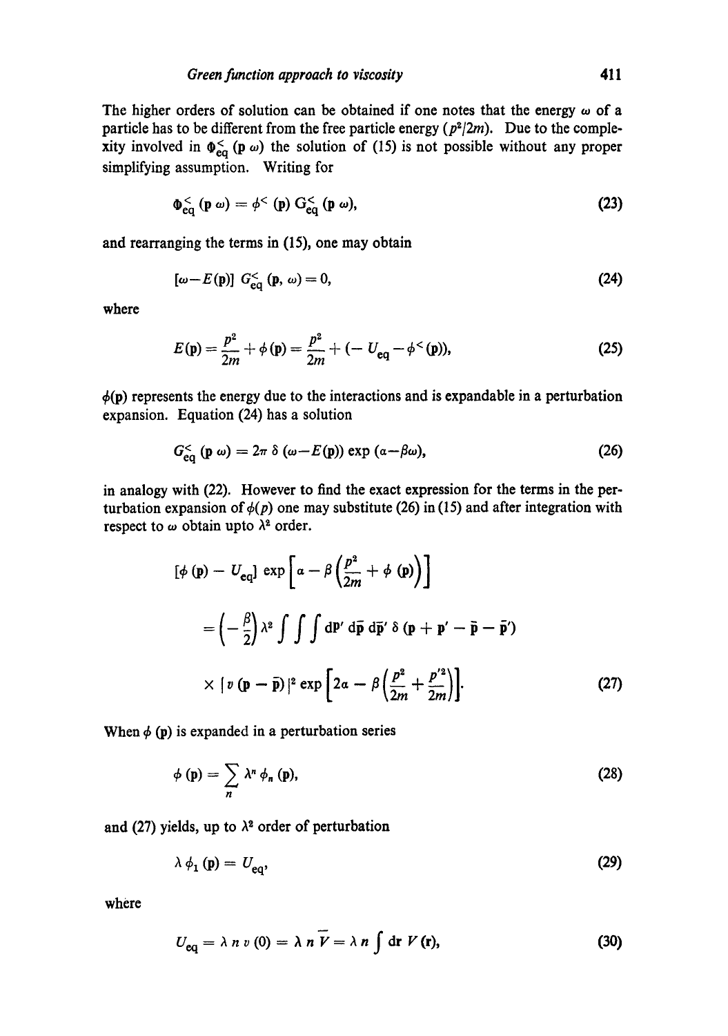The higher orders of solution can be obtained if one notes that the energy $\omega$ of a particle has to be different from the free particle energy $(p^2/2m)$. Due to the complexity involved in $\Phi^<_{eq}(\mathbf{p}\,\omega)$ the solution of (15) is not possible without any proper simplifying assumption. Writing for

$$\Phi^<_{eq}(\mathbf{p}\,\omega) = \phi^<(\mathbf{p})\, G^<_{eq}(\mathbf{p}\,\omega), \tag{23}$$

and rearranging the terms in (15), one may obtain

$$[\omega - E(\mathbf{p})]\, G^<_{eq}(\mathbf{p}, \omega) = 0, \tag{24}$$

where

$$E(\mathbf{p}) = \frac{p^2}{2m} + \phi(\mathbf{p}) = \frac{p^2}{2m} + (-\,U_{eq} - \phi^<(\mathbf{p})), \tag{25}$$

$\phi(\mathbf{p})$ represents the energy due to the interactions and is expandable in a perturbation expansion. Equation (24) has a solution

$$G^<_{eq}(\mathbf{p}\,\omega) = 2\pi\, \delta(\omega - E(\mathbf{p})) \exp(\alpha - \beta\omega), \tag{26}$$

in analogy with (22). However to find the exact expression for the terms in the perturbation expansion of $\phi(p)$ one may substitute (26) in (15) and after integration with respect to $\omega$ obtain upto $\lambda^2$ order.

$$[\phi(\mathbf{p}) - U_{eq}] \exp\left[\alpha - \beta\left(\frac{p^2}{2m} + \phi(\mathbf{p})\right)\right]$$

$$= \left(-\frac{\beta}{2}\right)\lambda^2 \int\int\int d\mathbf{p}'\, d\bar{\mathbf{p}}\, d\bar{\mathbf{p}}'\, \delta(\mathbf{p} + \mathbf{p}' - \bar{\mathbf{p}} - \bar{\mathbf{p}}')$$

$$\times\, |v(\mathbf{p} - \bar{\mathbf{p}})|^2 \exp\left[2\alpha - \beta\left(\frac{p^2}{2m} + \frac{p'^2}{2m}\right)\right]. \tag{27}$$

When $\phi(\mathbf{p})$ is expanded in a perturbation series

$$\phi(\mathbf{p}) = \sum_n \lambda^n \phi_n(\mathbf{p}), \tag{28}$$

and (27) yields, up to $\lambda^2$ order of perturbation

$$\lambda\, \phi_1(\mathbf{p}) = U_{eq}, \tag{29}$$

where

$$U_{eq} = \lambda\, n\, v(0) = \lambda\, n\, \bar{V} = \lambda\, n \int d\mathbf{r}\, V(\mathbf{r}), \tag{30}$$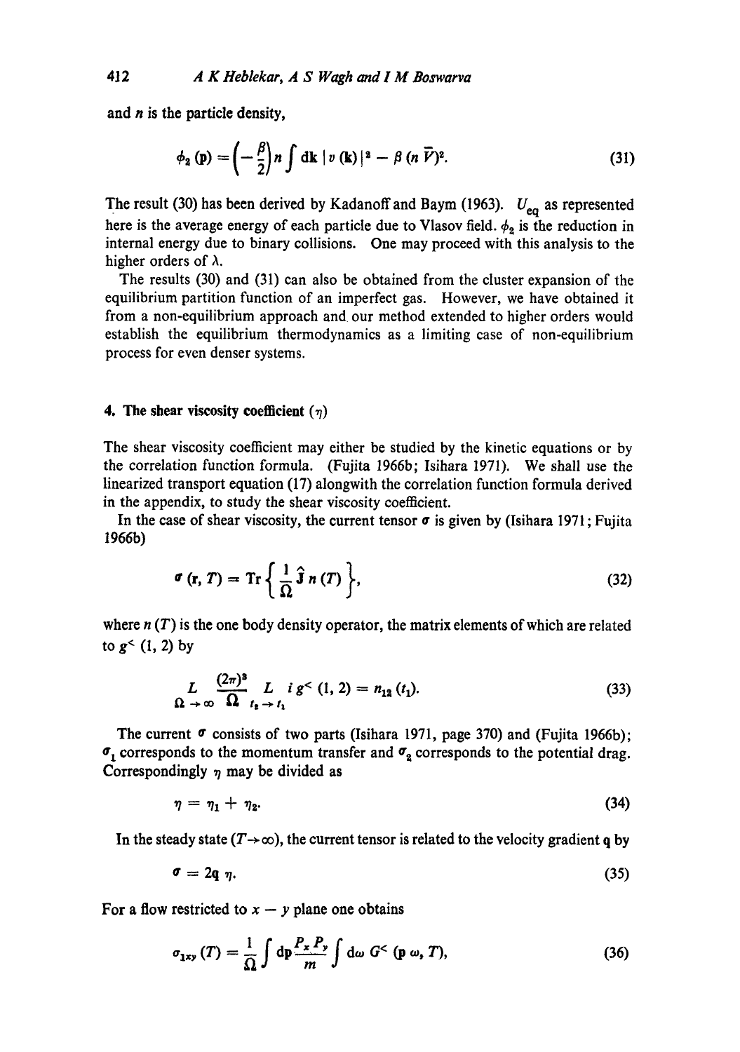and $n$ is the particle density,

$$\phi_2(\mathbf{p}) = \left(-\frac{\beta}{2}\right) n \int d\mathbf{k}\, |v(\mathbf{k})|^2 - \beta (n\,\bar{V})^2. \tag{31}$$

The result (30) has been derived by Kadanoff and Baym (1963). $U_{eq}$ as represented here is the average energy of each particle due to Vlasov field. $\phi_2$ is the reduction in internal energy due to binary collisions. One may proceed with this analysis to the higher orders of $\lambda$.

The results (30) and (31) can also be obtained from the cluster expansion of the equilibrium partition function of an imperfect gas. However, we have obtained it from a non-equilibrium approach and our method extended to higher orders would establish the equilibrium thermodynamics as a limiting case of non-equilibrium process for even denser systems.

## 4. The shear viscosity coefficient ($\eta$)

The shear viscosity coefficient may either be studied by the kinetic equations or by the correlation function formula. (Fujita 1966b; Isihara 1971). We shall use the linearized transport equation (17) alongwith the correlation function formula derived in the appendix, to study the shear viscosity coefficient.

In the case of shear viscosity, the current tensor $\sigma$ is given by (Isihara 1971; Fujita 1966b)

$$\sigma(\mathbf{r}, T) = \mathrm{Tr}\left\{ \frac{1}{\Omega} \hat{\mathbf{J}}\, n(T) \right\}, \tag{32}$$

where $n(T)$ is the one body density operator, the matrix elements of which are related to $g^{<}(1, 2)$ by

$$\underset{\Omega \to \infty}{L} \frac{(2\pi)^3}{\Omega} \underset{t_2 \to t_1}{L}\, i\, g^{<}(1, 2) = n_{12}(t_1). \tag{33}$$

The current $\sigma$ consists of two parts (Isihara 1971, page 370) and (Fujita 1966b); $\sigma_1$ corresponds to the momentum transfer and $\sigma_2$ corresponds to the potential drag. Correspondingly $\eta$ may be divided as

$$\eta = \eta_1 + \eta_2. \tag{34}$$

In the steady state ($T \to \infty$), the current tensor is related to the velocity gradient $\mathbf{q}$ by

$$\sigma = 2\mathbf{q}\, \eta. \tag{35}$$

For a flow restricted to $x - y$ plane one obtains

$$\sigma_{1xy}(T) = \frac{1}{\Omega} \int d\mathbf{p} \frac{P_x P_y}{m} \int d\omega\, G^{<}(\mathbf{p}\, \omega, T), \tag{36}$$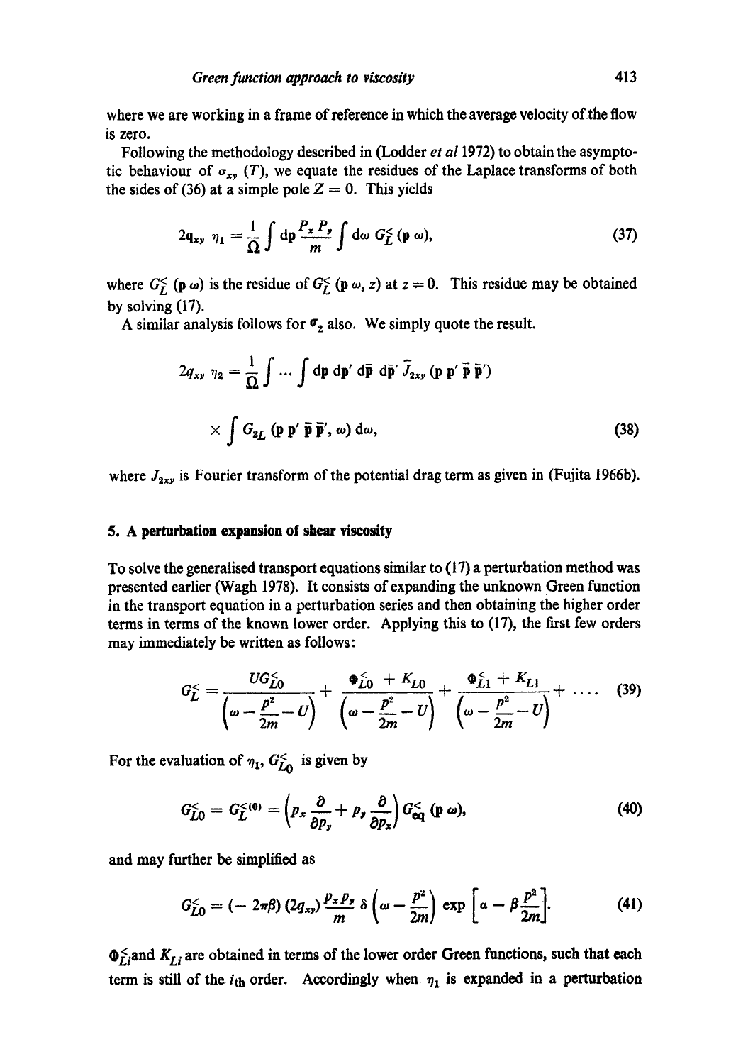where we are working in a frame of reference in which the average velocity of the flow is zero.

Following the methodology described in (Lodder *et al* 1972) to obtain the asymptotic behaviour of $\sigma_{xy}$ $(T)$, we equate the residues of the Laplace transforms of both the sides of (36) at a simple pole $Z = 0$. This yields

$$2\mathbf{q}_{xy}\ \eta_1 = \frac{1}{\Omega}\int \mathrm{d}\mathbf{p}\,\frac{P_x P_y}{m}\int \mathrm{d}\omega\ G_L^<(\mathbf{p}\ \omega), \tag{37}$$

where $G_L^<(\mathbf{p}\ \omega)$ is the residue of $G_L^<(\mathbf{p}\ \omega, z)$ at $z = 0$. This residue may be obtained by solving (17).

A similar analysis follows for $\sigma_2$ also. We simply quote the result.

$$2q_{xy}\ \eta_2 = \frac{1}{\Omega}\int \cdots \int \mathrm{d}\mathbf{p}\ \mathrm{d}\mathbf{p}'\ \mathrm{d}\bar{\mathbf{p}}\ \mathrm{d}\bar{\mathbf{p}}'\ \tilde{J}_{2xy}(\mathbf{p}\ \mathbf{p}'\ \bar{\mathbf{p}}\ \bar{\mathbf{p}}')$$

$$\times \int G_{2L}(\mathbf{p}\ \mathbf{p}'\ \bar{\mathbf{p}}\ \bar{\mathbf{p}}', \omega)\ \mathrm{d}\omega, \tag{38}$$

where $J_{2xy}$ is Fourier transform of the potential drag term as given in (Fujita 1966b).

## 5. A perturbation expansion of shear viscosity

To solve the generalised transport equations similar to (17) a perturbation method was presented earlier (Wagh 1978). It consists of expanding the unknown Green function in the transport equation in a perturbation series and then obtaining the higher order terms in terms of the known lower order. Applying this to (17), the first few orders may immediately be written as follows:

$$G_L^< = \frac{UG_{L0}^<}{\left(\omega - \dfrac{p^2}{2m} - U\right)} + \frac{\Phi_{L0}^< + K_{L0}}{\left(\omega - \dfrac{p^2}{2m} - U\right)} + \frac{\Phi_{L1}^< + K_{L1}}{\left(\omega - \dfrac{p^2}{2m} - U\right)} + \ldots \tag{39}$$

For the evaluation of $\eta_1$, $G_{L0}^<$ is given by

$$G_{L0}^< = G_L^{<(0)} = \left(p_x \frac{\partial}{\partial p_y} + p_y \frac{\partial}{\partial p_x}\right) G_{\mathrm{eq}}^<(\mathbf{p}\ \omega), \tag{40}$$

and may further be simplified as

$$G_{L0}^< = (-\,2\pi\beta)\,(2q_{xy})\,\frac{p_x p_y}{m}\,\delta\left(\omega - \frac{p^2}{2m}\right)\exp\left[\alpha - \beta\frac{p^2}{2m}\right]. \tag{41}$$

$\Phi_{Li}^<$ and $K_{Li}$ are obtained in terms of the lower order Green functions, such that each term is still of the $i$th order. Accordingly when $\eta_1$ is expanded in a perturbation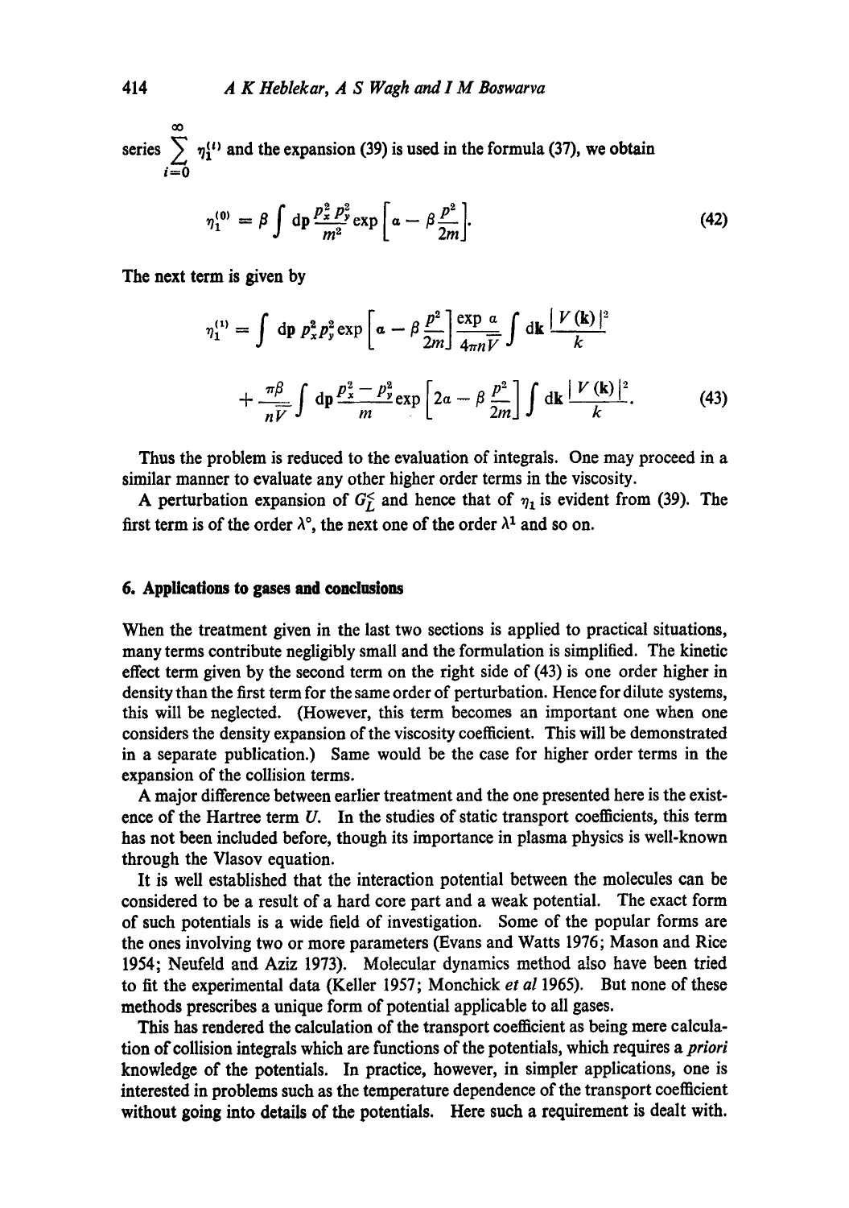series $\sum_{i=0}^{\infty} \eta_1^{(i)}$ and the expansion (39) is used in the formula (37), we obtain

$$\eta_1^{(0)} = \beta \int \mathrm{d}\mathbf{p} \frac{p_x^2 p_y^2}{m^2} \exp\left[\alpha - \beta \frac{p^2}{2m}\right]. \tag{42}$$

The next term is given by

$$\eta_1^{(1)} = \int \mathrm{d}\mathbf{p}\, p_x^2 p_y^2 \exp\left[\alpha - \beta \frac{p^2}{2m}\right] \frac{\exp \alpha}{4\pi n \bar{V}} \int \mathrm{d}\mathbf{k} \frac{|V(\mathbf{k})|^2}{k}$$

$$+ \frac{\pi \beta}{n \bar{V}} \int \mathrm{d}\mathbf{p} \frac{p_x^2 - p_y^2}{m} \exp\left[2\alpha - \beta \frac{p^2}{2m}\right] \int \mathrm{d}\mathbf{k} \frac{|V(\mathbf{k})|^2}{k}. \tag{43}$$

Thus the problem is reduced to the evaluation of integrals. One may proceed in a similar manner to evaluate any other higher order terms in the viscosity.

A perturbation expansion of $G_L^{<}$ and hence that of $\eta_1$ is evident from (39). The first term is of the order $\lambda^0$, the next one of the order $\lambda^1$ and so on.

## 6. Applications to gases and conclusions

When the treatment given in the last two sections is applied to practical situations, many terms contribute negligibly small and the formulation is simplified. The kinetic effect term given by the second term on the right side of (43) is one order higher in density than the first term for the same order of perturbation. Hence for dilute systems, this will be neglected. (However, this term becomes an important one when one considers the density expansion of the viscosity coefficient. This will be demonstrated in a separate publication.) Same would be the case for higher order terms in the expansion of the collision terms.

A major difference between earlier treatment and the one presented here is the existence of the Hartree term $U$. In the studies of static transport coefficients, this term has not been included before, though its importance in plasma physics is well-known through the Vlasov equation.

It is well established that the interaction potential between the molecules can be considered to be a result of a hard core part and a weak potential. The exact form of such potentials is a wide field of investigation. Some of the popular forms are the ones involving two or more parameters (Evans and Watts 1976; Mason and Rice 1954; Neufeld and Aziz 1973). Molecular dynamics method also have been tried to fit the experimental data (Keller 1957; Monchick *et al* 1965). But none of these methods prescribes a unique form of potential applicable to all gases.

This has rendered the calculation of the transport coefficient as being mere calculation of collision integrals which are functions of the potentials, which requires a *priori* knowledge of the potentials. In practice, however, in simpler applications, one is interested in problems such as the temperature dependence of the transport coefficient without going into details of the potentials. Here such a requirement is dealt with.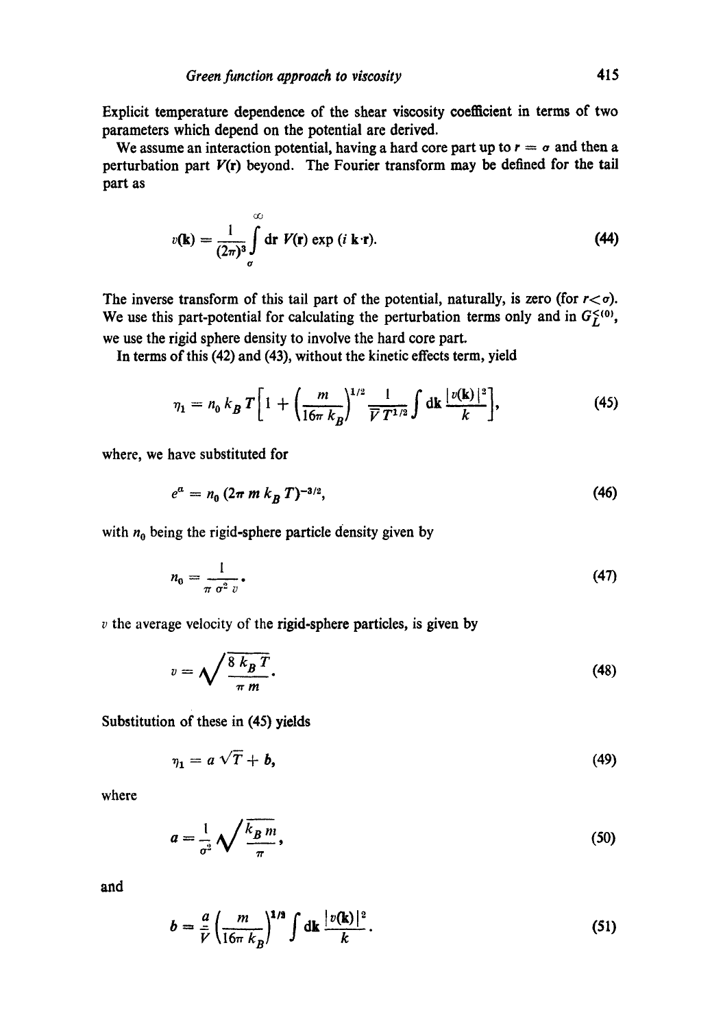Explicit temperature dependence of the shear viscosity coefficient in terms of two parameters which depend on the potential are derived.

We assume an interaction potential, having a hard core part up to $r = \sigma$ and then a perturbation part $V(\mathbf{r})$ beyond. The Fourier transform may be defined for the tail part as

$$v(\mathbf{k}) = \frac{1}{(2\pi)^3} \int_{\sigma}^{\infty} d\mathbf{r}\, V(\mathbf{r}) \exp(i\, \mathbf{k}\cdot\mathbf{r}). \tag{44}$$

The inverse transform of this tail part of the potential, naturally, is zero (for $r < \sigma$). We use this part-potential for calculating the perturbation terms only and in $G_L^{<(0)}$, we use the rigid sphere density to involve the hard core part.

In terms of this (42) and (43), without the kinetic effects term, yield

$$\eta_1 = n_0 k_B T \left[ 1 + \left( \frac{m}{16\pi k_B} \right)^{1/2} \frac{1}{V T^{1/2}} \int d\mathbf{k} \frac{|v(\mathbf{k})|^2}{k} \right], \tag{45}$$

where, we have substituted for

$$e^{\alpha} = n_0 (2\pi m k_B T)^{-3/2}, \tag{46}$$

with $n_0$ being the rigid-sphere particle density given by

$$n_0 = \frac{1}{\pi \sigma^2 v}. \tag{47}$$

$v$ the average velocity of the rigid-sphere particles, is given by

$$v = \sqrt{\frac{8 k_B T}{\pi m}}. \tag{48}$$

Substitution of these in (45) yields

$$\eta_1 = a \sqrt{T} + b, \tag{49}$$

where

$$a = \frac{1}{\sigma^2} \sqrt{\frac{k_B m}{\pi}}, \tag{50}$$

and

$$b = \frac{a}{V} \left( \frac{m}{16\pi k_B} \right)^{1/2} \int d\mathbf{k} \frac{|v(\mathbf{k})|^2}{k}. \tag{51}$$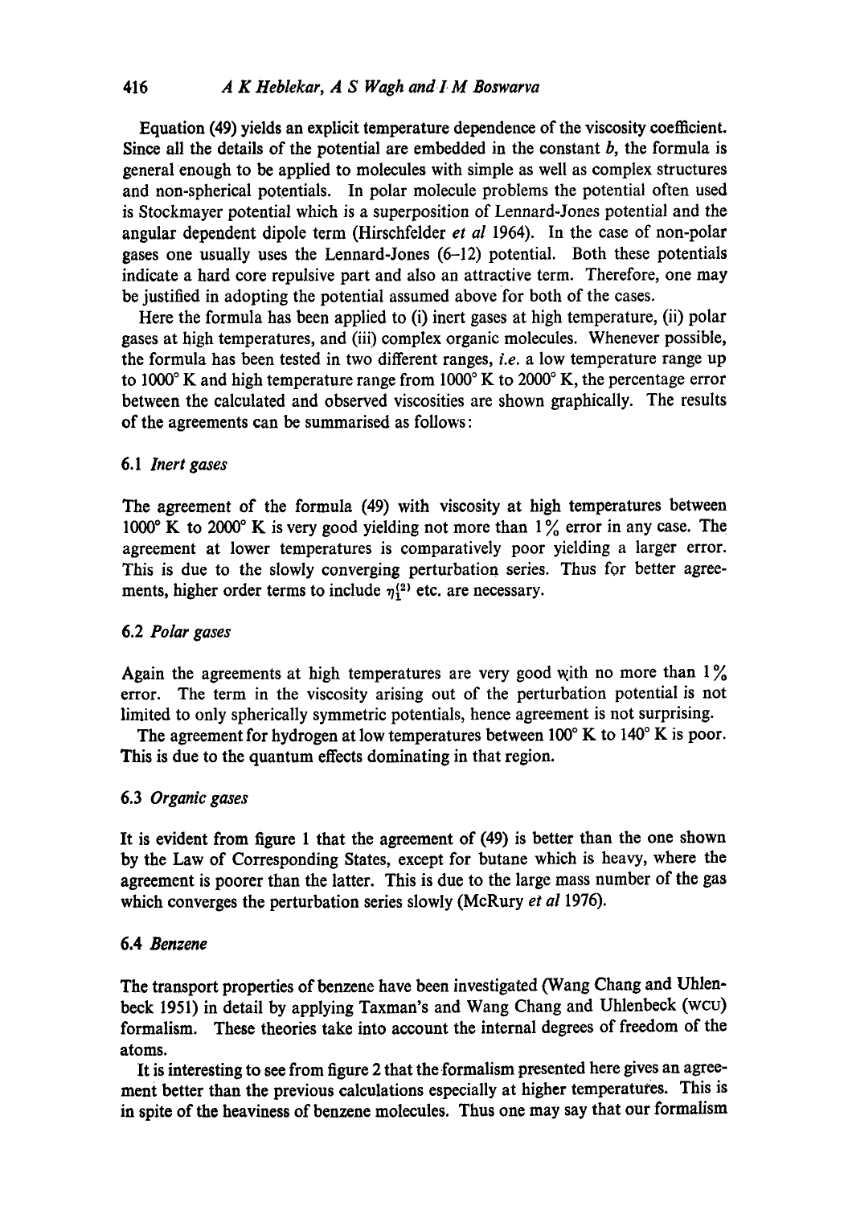Equation (49) yields an explicit temperature dependence of the viscosity coefficient. Since all the details of the potential are embedded in the constant $b$, the formula is general enough to be applied to molecules with simple as well as complex structures and non-spherical potentials. In polar molecule problems the potential often used is Stockmayer potential which is a superposition of Lennard-Jones potential and the angular dependent dipole term (Hirschfelder *et al* 1964). In the case of non-polar gases one usually uses the Lennard-Jones (6–12) potential. Both these potentials indicate a hard core repulsive part and also an attractive term. Therefore, one may be justified in adopting the potential assumed above for both of the cases.

Here the formula has been applied to (i) inert gases at high temperature, (ii) polar gases at high temperatures, and (iii) complex organic molecules. Whenever possible, the formula has been tested in two different ranges, *i.e.* a low temperature range up to 1000° K and high temperature range from 1000° K to 2000° K, the percentage error between the calculated and observed viscosities are shown graphically. The results of the agreements can be summarised as follows:

### 6.1 *Inert gases*

The agreement of the formula (49) with viscosity at high temperatures between 1000° K to 2000° K is very good yielding not more than 1% error in any case. The agreement at lower temperatures is comparatively poor yielding a larger error. This is due to the slowly converging perturbation series. Thus for better agreements, higher order terms to include $\eta_1^{(2)}$ etc. are necessary.

### 6.2 *Polar gases*

Again the agreements at high temperatures are very good with no more than 1% error. The term in the viscosity arising out of the perturbation potential is not limited to only spherically symmetric potentials, hence agreement is not surprising.

The agreement for hydrogen at low temperatures between 100° K to 140° K is poor. This is due to the quantum effects dominating in that region.

### 6.3 *Organic gases*

It is evident from figure 1 that the agreement of (49) is better than the one shown by the Law of Corresponding States, except for butane which is heavy, where the agreement is poorer than the latter. This is due to the large mass number of the gas which converges the perturbation series slowly (McRury *et al* 1976).

### 6.4 *Benzene*

The transport properties of benzene have been investigated (Wang Chang and Uhlenbeck 1951) in detail by applying Taxman's and Wang Chang and Uhlenbeck (WCU) formalism. These theories take into account the internal degrees of freedom of the atoms.

It is interesting to see from figure 2 that the formalism presented here gives an agreement better than the previous calculations especially at higher temperatures. This is in spite of the heaviness of benzene molecules. Thus one may say that our formalism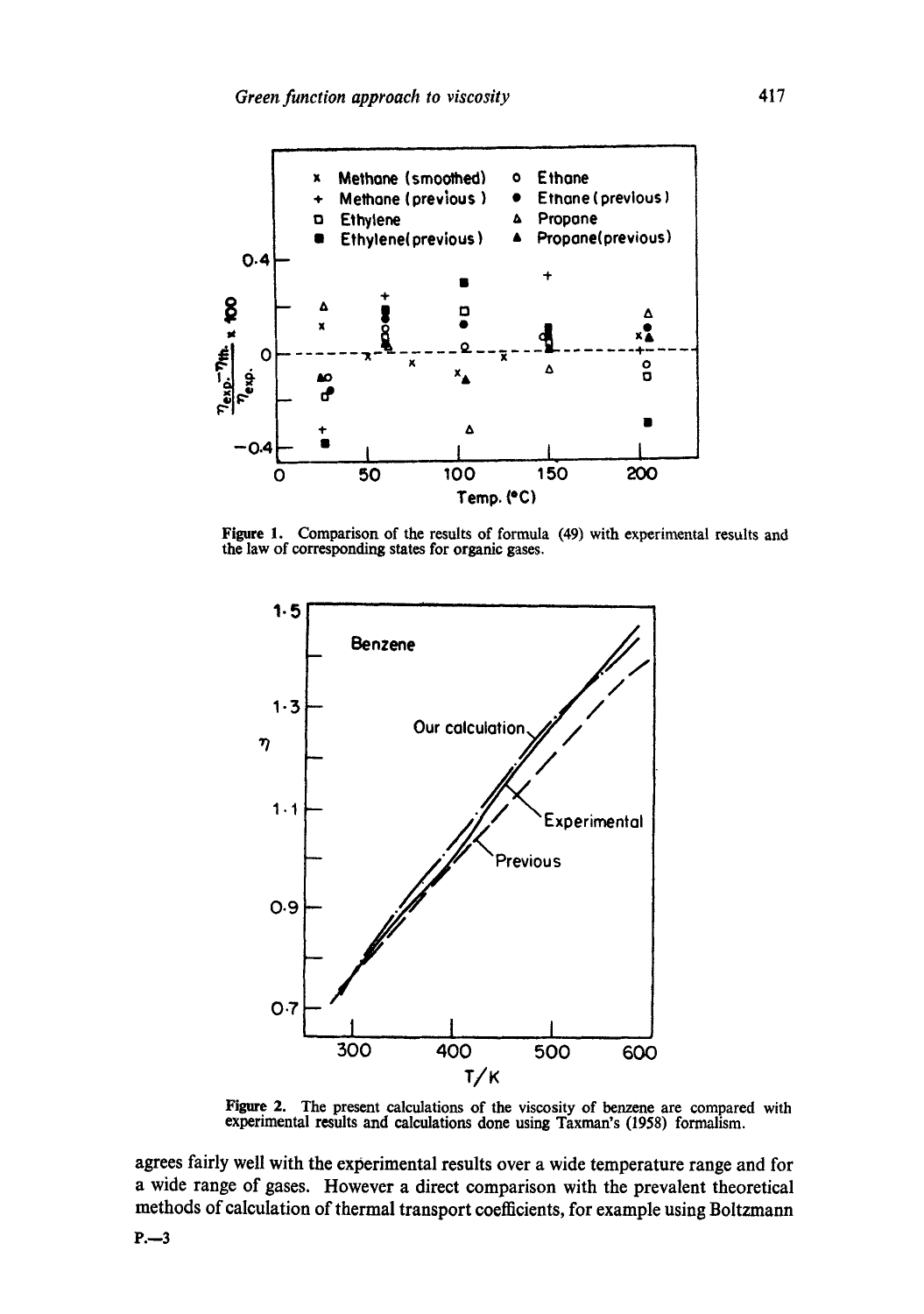Figure 1. Comparison of the results of formula (49) with experimental results and the law of corresponding states for organic gases.

Figure 2. The present calculations of the viscosity of benzene are compared with experimental results and calculations done using Taxman's (1958) formalism.

agrees fairly well with the experimental results over a wide temperature range and for a wide range of gases. However a direct comparison with the prevalent theoretical methods of calculation of thermal transport coefficients, for example using Boltzmann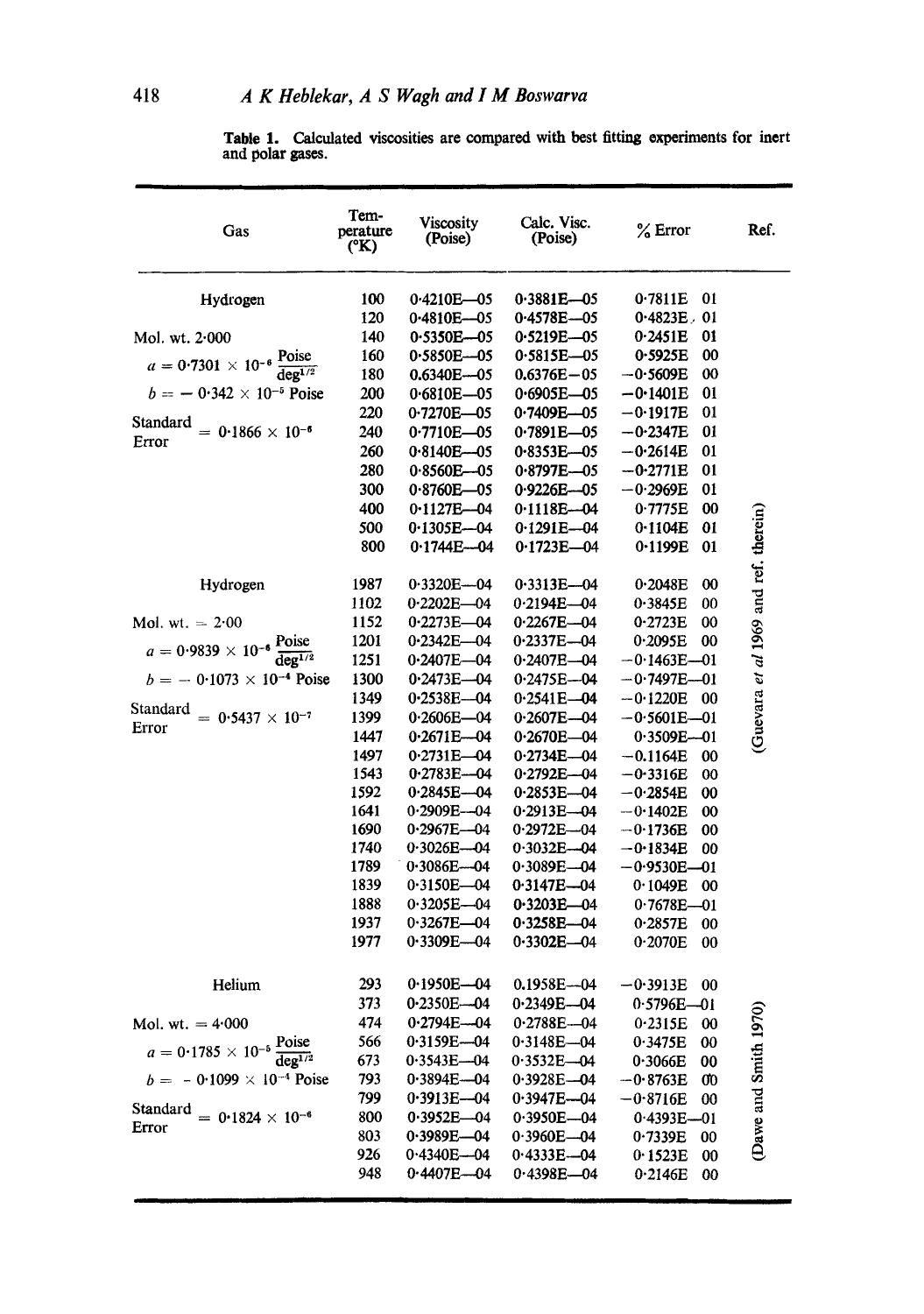**Table 1.** Calculated viscosities are compared with best fitting experiments for inert and polar gases.

| Gas | Temperature (°K) | Viscosity (Poise) | Calc. Visc. (Poise) | % Error | Ref. |
|---|---|---|---|---|---|
| Hydrogen | 100 | 0·4210E—05 | 0·3881E—05 | 0·7811E 01 | (Guevara *et al* 1969 and ref. therein) |
| | 120 | 0·4810E—05 | 0·4578E—05 | 0·4823E 01 | |
| Mol. wt. 2·000 | 140 | 0·5350E—05 | 0·5219E—05 | 0·2451E 01 | |
| $a = 0{\cdot}7301 \times 10^{-6}\ \dfrac{\text{Poise}}{\text{deg}^{1/2}}$ | 160 | 0·5850E—05 | 0·5815E—05 | 0·5925E 00 | |
| $b = -0{\cdot}342 \times 10^{-5}$ Poise | 180 | 0.6340E—05 | 0.6376E—05 | −0·5609E 00 | |
| | 200 | 0·6810E—05 | 0·6905E—05 | −0·1401E 01 | |
| Standard Error $= 0{\cdot}1866 \times 10^{-6}$ | 220 | 0·7270E—05 | 0·7409E—05 | −0·1917E 01 | |
| | 240 | 0·7710E—05 | 0·7891E—05 | −0·2347E 01 | |
| | 260 | 0·8140E—05 | 0·8353E—05 | −0·2614E 01 | |
| | 280 | 0·8560E—05 | 0·8797E—05 | −0·2771E 01 | |
| | 300 | 0·8760E—05 | 0·9226E—05 | −0·2969E 01 | |
| | 400 | 0·1127E—04 | 0·1118E—04 | 0·7775E 00 | |
| | 500 | 0·1305E—04 | 0·1291E—04 | 0·1104E 01 | |
| | 800 | 0·1744E—04 | 0·1723E—04 | 0·1199E 01 | |
| Hydrogen | 1987 | 0·3320E—04 | 0·3313E—04 | 0·2048E 00 | |
| | 1102 | 0·2202E—04 | 0·2194E—04 | 0·3845E 00 | |
| Mol. wt. = 2·00 | 1152 | 0·2273E—04 | 0·2267E—04 | 0·2723E 00 | |
| $a = 0{\cdot}9839 \times 10^{-6}\ \dfrac{\text{Poise}}{\text{deg}^{1/2}}$ | 1201 | 0·2342E—04 | 0·2337E—04 | 0·2095E 00 | |
| $b = -0{\cdot}1073 \times 10^{-4}$ Poise | 1251 | 0·2407E—04 | 0·2407E—04 | −0·1463E—01 | |
| | 1300 | 0·2473E—04 | 0·2475E—04 | −0·7497E—01 | |
| Standard Error $= 0{\cdot}5437 \times 10^{-7}$ | 1349 | 0·2538E—04 | 0·2541E—04 | −0·1220E 00 | |
| | 1399 | 0·2606E—04 | 0·2607E—04 | −0·5601E—01 | |
| | 1447 | 0·2671E—04 | 0·2670E—04 | 0·3509E—01 | |
| | 1497 | 0·2731E—04 | 0·2734E—04 | −0.1164E 00 | |
| | 1543 | 0·2783E—04 | 0·2792E—04 | −0·3316E 00 | |
| | 1592 | 0·2845E—04 | 0·2853E—04 | −0·2854E 00 | |
| | 1641 | 0·2909E—04 | 0·2913E—04 | −0·1402E 00 | |
| | 1690 | 0·2967E—04 | 0·2972E—04 | −0·1736E 00 | |
| | 1740 | 0·3026E—04 | 0·3032E—04 | −0·1834E 00 | |
| | 1789 | 0·3086E—04 | 0·3089E—04 | −0·9530E—01 | |
| | 1839 | 0·3150E—04 | 0·3147E—04 | 0·1049E 00 | |
| | 1888 | 0·3205E—04 | 0·3203E—04 | 0·7678E—01 | |
| | 1937 | 0·3267E—04 | 0·3258E—04 | 0·2857E 00 | |
| | 1977 | 0·3309E—04 | 0·3302E—04 | 0·2070E 00 | |
| Helium | 293 | 0·1950E—04 | 0.1958E—04 | −0·3913E 00 | (Dawe and Smith 1970) |
| | 373 | 0·2350E—04 | 0·2349E—04 | 0·5796E—01 | |
| Mol. wt. = 4·000 | 474 | 0·2794E—04 | 0·2788E—04 | 0·2315E 00 | |
| $a = 0{\cdot}1785 \times 10^{-5}\ \dfrac{\text{Poise}}{\text{deg}^{1/2}}$ | 566 | 0·3159E—04 | 0·3148E—04 | 0·3475E 00 | |
| $b = -0{\cdot}1099 \times 10^{-4}$ Poise | 673 | 0·3543E—04 | 0·3532E—04 | 0·3066E 00 | |
| | 793 | 0·3894E—04 | 0·3928E—04 | −0·8763E 00 | |
| Standard Error $= 0{\cdot}1824 \times 10^{-6}$ | 799 | 0·3913E—04 | 0·3947E—04 | −0·8716E 00 | |
| | 800 | 0·3952E—04 | 0·3950E—04 | 0·4393E—01 | |
| | 803 | 0·3989E—04 | 0·3960E—04 | 0·7339E 00 | |
| | 926 | 0·4340E—04 | 0·4333E—04 | 0·1523E 00 | |
| | 948 | 0·4407E—04 | 0·4398E—04 | 0·2146E 00 | |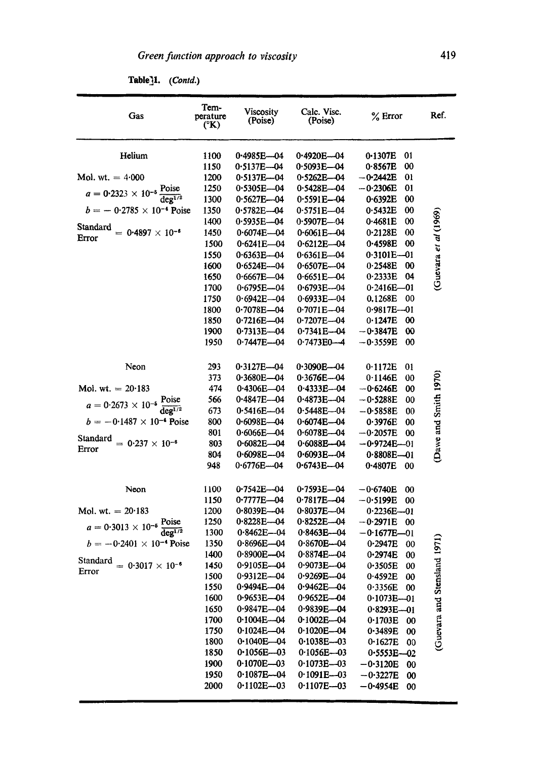Table 1. (*Contd.*)

| Gas | Temperature (°K) | Viscosity (Poise) | Calc. Visc. (Poise) | % Error | Ref. |
|---|---|---|---|---|---|
| Helium | 1100 | 0·4985E—04 | 0·4920E—04 | 0·1307E 01 | (Guevara *et al* (1969) |
| | 1150 | 0·5137E—04 | 0·5093E—04 | 0·8567E 00 | |
| Mol. wt. = 4·000 | 1200 | 0·5137E—04 | 0·5262E—04 | −0·2442E 01 | |
| $a = 0{\cdot}2323 \times 10^{-6}\ \dfrac{\text{Poise}}{\text{deg}^{1/2}}$ | 1250 | 0·5305E—04 | 0·5428E—04 | −0·2306E 01 | |
| | 1300 | 0·5627E—04 | 0·5591E—04 | 0·6392E 00 | |
| $b = -0{\cdot}2785 \times 10^{-4}$ Poise | 1350 | 0·5782E—04 | 0·5751E—04 | 0·5432E 00 | |
| | 1400 | 0·5935E—04 | 0·5907E—04 | 0·4681E 00 | |
| Standard Error $= 0{\cdot}4897 \times 10^{-6}$ | 1450 | 0·6074E—04 | 0·6061E—04 | 0·2128E 00 | |
| | 1500 | 0·6241E—04 | 0·6212E—04 | 0·4598E 00 | |
| | 1550 | 0·6363E—04 | 0·6361E—04 | 0·3101E—01 | |
| | 1600 | 0·6524E—04 | 0·6507E—04 | 0·2548E 00 | |
| | 1650 | 0·6667E—04 | 0·6651E—04 | 0·2333E 04 | |
| | 1700 | 0·6795E—04 | 0·6793E—04 | 0·2416E—01 | |
| | 1750 | 0·6942E—04 | 0·6933E—04 | 0.1268E 00 | |
| | 1800 | 0·7078E—04 | 0·7071E—04 | 0·9817E—01 | |
| | 1850 | 0·7216E—04 | 0·7207E—04 | 0·1247E 00 | |
| | 1900 | 0·7313E—04 | 0·7341E—04 | −0·3847E 00 | |
| | 1950 | 0·7447E—04 | 0·7473E0—4 | −0·3559E 00 | |
| Neon | 293 | 0·3127E—04 | 0·3090E—04 | 0·1172E 01 | (Dawe and Smith 1970) |
| | 373 | 0·3680E—04 | 0·3676E—04 | 0·1146E 00 | |
| Mol. wt. = 20·183 | 474 | 0·4306E—04 | 0·4333E—04 | −0·6246E 00 | |
| $a = 0{\cdot}2673 \times 10^{-6}\ \dfrac{\text{Poise}}{\text{deg}^{1/2}}$ | 566 | 0·4847E—04 | 0·4873E—04 | −0·5288E 00 | |
| | 673 | 0·5416E—04 | 0·5448E—04 | −0·5858E 00 | |
| $b = -0{\cdot}1487 \times 10^{-4}$ Poise | 800 | 0·6098E—04 | 0·6074E—04 | 0·3976E 00 | |
| | 801 | 0·6066E—04 | 0·6078E—04 | −0·2057E 00 | |
| Standard Error $= 0{\cdot}237 \times 10^{-6}$ | 803 | 0·6082E—04 | 0·6088E—04 | −0·9724E—01 | |
| | 804 | 0·6098E—04 | 0·6093E—04 | 0·8808E—01 | |
| | 948 | 0·6776E—04 | 0·6743E—04 | 0·4807E 00 | |
| Neon | 1100 | 0·7542E—04 | 0·7593E—04 | −0·6740E 00 | (Guevara and Stensland 1971) |
| | 1150 | 0·7777E—04 | 0·7817E—04 | −0·5199E 00 | |
| Mol. wt. = 20·183 | 1200 | 0·8039E—04 | 0·8037E—04 | 0·2236E—01 | |
| $a = 0{\cdot}3013 \times 10^{-6}\ \dfrac{\text{Poise}}{\text{deg}^{1/2}}$ | 1250 | 0·8228E—04 | 0·8252E—04 | −0·2971E 00 | |
| | 1300 | 0·8462E—04 | 0·8463E—04 | −0·1677E—01 | |
| $b = -0{\cdot}2401 \times 10^{-4}$ Poise | 1350 | 0·8696E—04 | 0·8670E—04 | 0·2947E 00 | |
| | 1400 | 0·8900E—04 | 0·8874E—04 | 0·2974E 00 | |
| Standard Error $= 0{\cdot}3017 \times 10^{-6}$ | 1450 | 0·9105E—04 | 0·9073E—04 | 0·3505E 00 | |
| | 1500 | 0·9312E—04 | 0·9269E—04 | 0·4592E 00 | |
| | 1550 | 0·9494E—04 | 0·9462E—04 | 0·3356E 00 | |
| | 1600 | 0·9653E—04 | 0·9652E—04 | 0·1073E—01 | |
| | 1650 | 0·9847E—04 | 0·9839E—04 | 0·8293E—01 | |
| | 1700 | 0·1004E—04 | 0·1002E—04 | 0·1703E 00 | |
| | 1750 | 0·1024E—04 | 0·1020E—04 | 0·3489E 00 | |
| | 1800 | 0·1040E—04 | 0·1038E—03 | 0·1627E 00 | |
| | 1850 | 0·1056E—03 | 0·1056E—03 | 0·5553E—02 | |
| | 1900 | 0·1070E—03 | 0·1073E—03 | −0·3120E 00 | |
| | 1950 | 0·1087E—04 | 0·1091E—03 | −0·3227E 00 | |
| | 2000 | 0·1102E—03 | 0·1107E—03 | −0·4954E 00 | |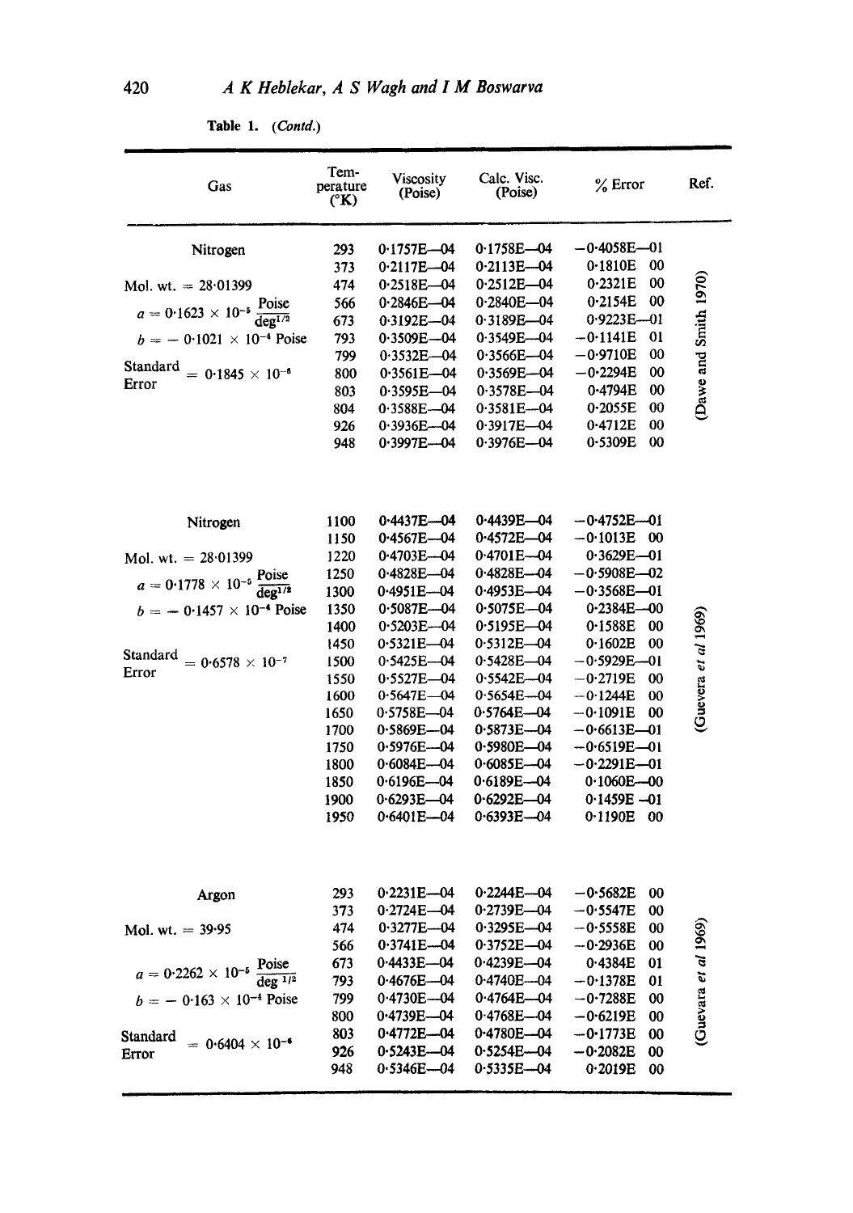**Table 1.** (*Contd.*)

| Gas | Temperature (°K) | Viscosity (Poise) | Calc. Visc. (Poise) | % Error | Ref. |
|---|---|---|---|---|---|
| Nitrogen | 293 | 0·1757E—04 | 0·1758E—04 | −0·4058E—01 | (Dawe and Smith 1970) |
| | 373 | 0·2117E—04 | 0·2113E—04 | 0·1810E 00 | |
| Mol. wt. = 28·01399 | 474 | 0·2518E—04 | 0·2512E—04 | 0·2321E 00 | |
| $a = 0{\cdot}1623 \times 10^{-5}\ \frac{\text{Poise}}{\text{deg}^{1/2}}$ | 566 | 0·2846E—04 | 0·2840E—04 | 0·2154E 00 | |
| | 673 | 0·3192E—04 | 0·3189E—04 | 0·9223E—01 | |
| $b = -\ 0{\cdot}1021 \times 10^{-4}$ Poise | 793 | 0·3509E—04 | 0·3549E—04 | −0·1141E 01 | |
| | 799 | 0·3532E—04 | 0·3566E—04 | −0·9710E 00 | |
| Standard Error $= 0{\cdot}1845 \times 10^{-6}$ | 800 | 0·3561E—04 | 0·3569E—04 | −0·2294E 00 | |
| | 803 | 0·3595E—04 | 0·3578E—04 | 0·4794E 00 | |
| | 804 | 0·3588E—04 | 0·3581E—04 | 0·2055E 00 | |
| | 926 | 0·3936E—04 | 0·3917E—04 | 0·4712E 00 | |
| | 948 | 0·3997E—04 | 0·3976E—04 | 0·5309E 00 | |
| Nitrogen | 1100 | 0·4437E—04 | 0·4439E—04 | −0·4752E—01 | (Guevera *et al* 1969) |
| | 1150 | 0·4567E—04 | 0·4572E—04 | −0·1013E 00 | |
| Mol. wt. = 28·01399 | 1220 | 0·4703E—04 | 0·4701E—04 | 0·3629E—01 | |
| $a = 0{\cdot}1778 \times 10^{-5}\ \frac{\text{Poise}}{\text{deg}^{1/2}}$ | 1250 | 0·4828E—04 | 0·4828E—04 | −0·5908E—02 | |
| | 1300 | 0·4951E—04 | 0·4953E—04 | −0·3568E—01 | |
| $b = -\ 0{\cdot}1457 \times 10^{-4}$ Poise | 1350 | 0·5087E—04 | 0·5075E—04 | 0·2384E—00 | |
| | 1400 | 0·5203E—04 | 0·5195E—04 | 0·1588E 00 | |
| | 1450 | 0·5321E—04 | 0·5312E—04 | 0·1602E 00 | |
| Standard Error $= 0{\cdot}6578 \times 10^{-7}$ | 1500 | 0·5425E—04 | 0·5428E—04 | −0·5929E—01 | |
| | 1550 | 0·5527E—04 | 0·5542E—04 | −0·2719E 00 | |
| | 1600 | 0·5647E—04 | 0·5654E—04 | −0·1244E 00 | |
| | 1650 | 0·5758E—04 | 0·5764E—04 | −0·1091E 00 | |
| | 1700 | 0·5869E—04 | 0·5873E—04 | −0·6613E—01 | |
| | 1750 | 0·5976E—04 | 0·5980E—04 | −0·6519E—01 | |
| | 1800 | 0·6084E—04 | 0·6085E—04 | −0·2291E—01 | |
| | 1850 | 0·6196E—04 | 0·6189E—04 | 0·1060E—00 | |
| | 1900 | 0·6293E—04 | 0·6292E—04 | 0·1459E −01 | |
| | 1950 | 0·6401E—04 | 0·6393E—04 | 0·1190E 00 | |
| Argon | 293 | 0·2231E—04 | 0·2244E—04 | −0·5682E 00 | (Guevara *et al* 1969) |
| | 373 | 0·2724E—04 | 0·2739E—04 | −0·5547E 00 | |
| Mol. wt. = 39·95 | 474 | 0·3277E—04 | 0·3295E—04 | −0·5558E 00 | |
| | 566 | 0·3741E—04 | 0·3752E—04 | −0·2936E 00 | |
| $a = 0{\cdot}2262 \times 10^{-5}\ \frac{\text{Poise}}{\text{deg}^{1/2}}$ | 673 | 0·4433E—04 | 0·4239E—04 | 0·4384E 01 | |
| | 793 | 0·4676E—04 | 0·4740E—04 | −0·1378E 01 | |
| $b = -\ 0{\cdot}163 \times 10^{-4}$ Poise | 799 | 0·4730E—04 | 0·4764E—04 | −0·7288E 00 | |
| | 800 | 0·4739E—04 | 0·4768E—04 | −0·6219E 00 | |
| Standard Error $= 0{\cdot}6404 \times 10^{-6}$ | 803 | 0·4772E—04 | 0·4780E—04 | −0·1773E 00 | |
| | 926 | 0·5243E—04 | 0·5254E—04 | −0·2082E 00 | |
| | 948 | 0·5346E—04 | 0·5335E—04 | 0·2019E 00 | |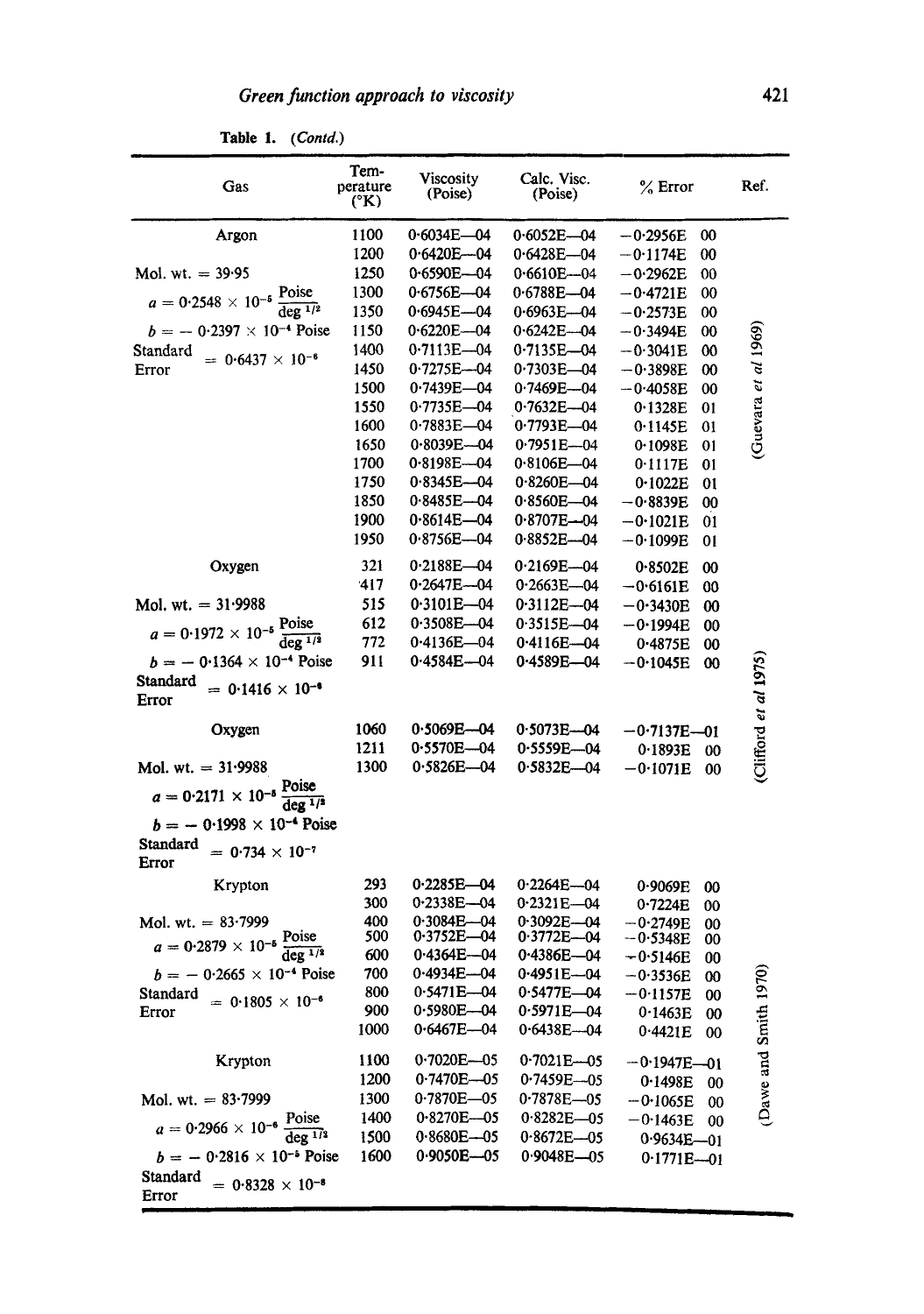**Table 1.** *(Contd.)*

| Gas | Temperature (°K) | Viscosity (Poise) | Calc. Visc. (Poise) | % Error | Ref. |
|---|---|---|---|---|---|
| Argon | 1100 | 0·6034E—04 | 0·6052E—04 | −0·2956E 00 | (Guevara *et al* 1969) |
| | 1200 | 0·6420E—04 | 0·6428E—04 | −0·1174E 00 | |
| Mol. wt. = 39·95 | 1250 | 0·6590E—04 | 0·6610E—04 | −0·2962E 00 | |
| $a = 0{\cdot}2548 \times 10^{-5}\ \frac{\text{Poise}}{\text{deg}^{1/2}}$ | 1300 | 0·6756E—04 | 0·6788E—04 | −0·4721E 00 | |
| $b = -\ 0{\cdot}2397 \times 10^{-4}$ Poise | 1350 | 0·6945E—04 | 0·6963E—04 | −0·2573E 00 | |
| Standard Error $= 0{\cdot}6437 \times 10^{-6}$ | 1150 | 0·6220E—04 | 0·6242E—04 | −0·3494E 00 | |
| | 1400 | 0·7113E—04 | 0·7135E—04 | −0·3041E 00 | |
| | 1450 | 0·7275E—04 | 0·7303E—04 | −0·3898E 00 | |
| | 1500 | 0·7439E—04 | 0·7469E—04 | −0·4058E 00 | |
| | 1550 | 0·7735E—04 | 0·7632E—04 | 0·1328E 01 | |
| | 1600 | 0·7883E—04 | 0·7793E—04 | 0·1145E 01 | |
| | 1650 | 0·8039E—04 | 0·7951E—04 | 0·1098E 01 | |
| | 1700 | 0·8198E—04 | 0·8106E—04 | 0·1117E 01 | |
| | 1750 | 0·8345E—04 | 0·8260E—04 | 0·1022E 01 | |
| | 1850 | 0·8485E—04 | 0·8560E—04 | −0·8839E 00 | |
| | 1900 | 0·8614E—04 | 0·8707E—04 | −0·1021E 01 | |
| | 1950 | 0·8756E—04 | 0·8852E—04 | −0·1099E 01 | |
| Oxygen | 321 | 0·2188E—04 | 0·2169E—04 | 0·8502E 00 | (Clifford *et al* 1975) |
| | 417 | 0·2647E—04 | 0·2663E—04 | −0·6161E 00 | |
| Mol. wt. = 31·9988 | 515 | 0·3101E—04 | 0·3112E—04 | −0·3430E 00 | |
| $a = 0{\cdot}1972 \times 10^{-5}\ \frac{\text{Poise}}{\text{deg}^{1/2}}$ | 612 | 0·3508E—04 | 0·3515E—04 | −0·1994E 00 | |
| $b = -\ 0{\cdot}1364 \times 10^{-4}$ Poise | 772 | 0·4136E—04 | 0·4116E—04 | 0·4875E 00 | |
| Standard Error $= 0{\cdot}1416 \times 10^{-6}$ | 911 | 0·4584E—04 | 0·4589E—04 | −0·1045E 00 | |
| Oxygen | 1060 | 0·5069E—04 | 0·5073E—04 | −0·7137E—01 | |
| | 1211 | 0·5570E—04 | 0·5559E—04 | 0·1893E 00 | |
| Mol. wt. = 31·9988 | 1300 | 0·5826E—04 | 0·5832E—04 | −0·1071E 00 | |
| $a = 0{\cdot}2171 \times 10^{-5}\ \frac{\text{Poise}}{\text{deg}^{1/2}}$ | | | | | |
| $b = -\ 0{\cdot}1998 \times 10^{-4}$ Poise | | | | | |
| Standard Error $= 0{\cdot}734 \times 10^{-7}$ | | | | | |
| Krypton | 293 | 0·2285E—04 | 0·2264E—04 | 0·9069E 00 | (Dawe and Smith 1970) |
| | 300 | 0·2338E—04 | 0·2321E—04 | 0·7224E 00 | |
| Mol. wt. = 83·7999 | 400 | 0·3084E—04 | 0·3092E—04 | −0·2749E 00 | |
| $a = 0{\cdot}2879 \times 10^{-5}\ \frac{\text{Poise}}{\text{deg}^{1/2}}$ | 500 | 0·3752E—04 | 0·3772E—04 | −0·5348E 00 | |
| $b = -\ 0{\cdot}2665 \times 10^{-4}$ Poise | 600 | 0·4364E—04 | 0·4386E—04 | −0·5146E 00 | |
| Standard Error $= 0{\cdot}1805 \times 10^{-6}$ | 700 | 0·4934E—04 | 0·4951E—04 | −0·3536E 00 | |
| | 800 | 0·5471E—04 | 0·5477E—04 | −0·1157E 00 | |
| | 900 | 0·5980E—04 | 0·5971E—04 | 0·1463E 00 | |
| | 1000 | 0·6467E—04 | 0·6438E—04 | 0·4421E 00 | |
| Krypton | 1100 | 0·7020E—05 | 0·7021E—05 | −0·1947E—01 | |
| | 1200 | 0·7470E—05 | 0·7459E—05 | 0·1498E 00 | |
| Mol. wt. = 83·7999 | 1300 | 0·7870E—05 | 0·7878E—05 | −0·1065E 00 | |
| $a = 0{\cdot}2966 \times 10^{-6}\ \frac{\text{Poise}}{\text{deg}^{1/2}}$ | 1400 | 0·8270E—05 | 0·8282E—05 | −0·1463E 00 | |
| $b = -\ 0{\cdot}2816 \times 10^{-5}$ Poise | 1500 | 0·8680E—05 | 0·8672E—05 | 0·9634E—01 | |
| Standard Error $= 0{\cdot}8328 \times 10^{-8}$ | 1600 | 0·9050E—05 | 0·9048E—05 | 0·1771E—01 | |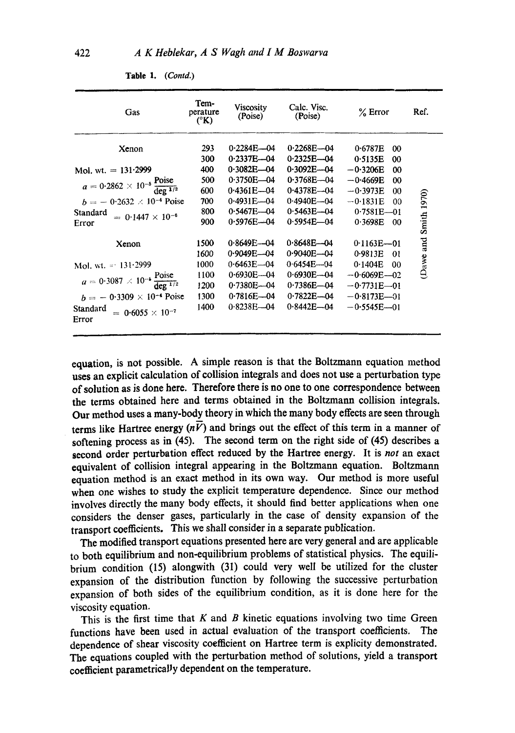**Table 1.** *(Contd.)*

| Gas | Temperature (°K) | Viscosity (Poise) | Calc. Visc. (Poise) | % Error | Ref. |
|---|---|---|---|---|---|
| Xenon | 293 | 0·2284E—04 | 0·2268E—04 | 0·6787E 00 | (Dawe and Smith 1970) |
| | 300 | 0·2337E—04 | 0·2325E—04 | 0·5135E 00 | |
| Mol. wt. = 131·2999 | 400 | 0·3082E—04 | 0·3092E—04 | −0·3206E 00 | |
| $a = 0{\cdot}2862 \times 10^{-5} \dfrac{\text{Poise}}{\text{deg}^{1/2}}$ | 500 | 0·3750E—04 | 0·3768E—04 | −0·4669E 00 | |
| | 600 | 0·4361E—04 | 0·4378E—04 | −0·3973E 00 | |
| $b = -0{\cdot}2632 \times 10^{-4}$ Poise | 700 | 0·4931E—04 | 0·4940E—04 | −0·1831E 00 | |
| Standard Error $= 0{\cdot}1447 \times 10^{-6}$ | 800 | 0·5467E—04 | 0·5463E—04 | 0·7581E—01 | |
| | 900 | 0·5976E—04 | 0·5954E—04 | 0·3698E 00 | |
| Xenon | 1500 | 0·8649E—04 | 0·8648E—04 | 0·1163E—01 | |
| | 1600 | 0·9049E—04 | 0·9040E—04 | 0·9813E 01 | |
| Mol. wt. = 131·2999 | 1000 | 0·6463E—04 | 0·6454E—04 | 0·1404E 00 | |
| $a = 0{\cdot}3087 \times 10^{-5} \dfrac{\text{Poise}}{\text{deg}^{1/2}}$ | 1100 | 0·6930E—04 | 0·6930E—04 | −0·6069E—02 | |
| | 1200 | 0·7380E—04 | 0·7386E—04 | −0·7731E—01 | |
| $b = -0{\cdot}3309 \times 10^{-4}$ Poise | 1300 | 0·7816E—04 | 0·7822E—04 | −0·8173E—01 | |
| Standard Error $= 0{\cdot}6055 \times 10^{-7}$ | 1400 | 0·8238E—04 | 0·8442E—04 | −0·5545E—01 | |

equation, is not possible. A simple reason is that the Boltzmann equation method uses an explicit calculation of collision integrals and does not use a perturbation type of solution as is done here. Therefore there is no one to one correspondence between the terms obtained here and terms obtained in the Boltzmann collision integrals. Our method uses a many-body theory in which the many body effects are seen through terms like Hartree energy ($n\bar{V}$) and brings out the effect of this term in a manner of softening process as in (45). The second term on the right side of (45) describes a second order perturbation effect reduced by the Hartree energy. It is *not* an exact equivalent of collision integral appearing in the Boltzmann equation. Boltzmann equation method is an exact method in its own way. Our method is more useful when one wishes to study the explicit temperature dependence. Since our method involves directly the many body effects, it should find better applications when one considers the denser gases, particularly in the case of density expansion of the transport coefficients. This we shall consider in a separate publication.

The modified transport equations presented here are very general and are applicable to both equilibrium and non-equilibrium problems of statistical physics. The equilibrium condition (15) alongwith (31) could very well be utilized for the cluster expansion of the distribution function by following the successive perturbation expansion of both sides of the equilibrium condition, as it is done here for the viscosity equation.

This is the first time that $K$ and $B$ kinetic equations involving two time Green functions have been used in actual evaluation of the transport coefficients. The dependence of shear viscosity coefficient on Hartree term is explicity demonstrated. The equations coupled with the perturbation method of solutions, yield a transport coefficient parametrically dependent on the temperature.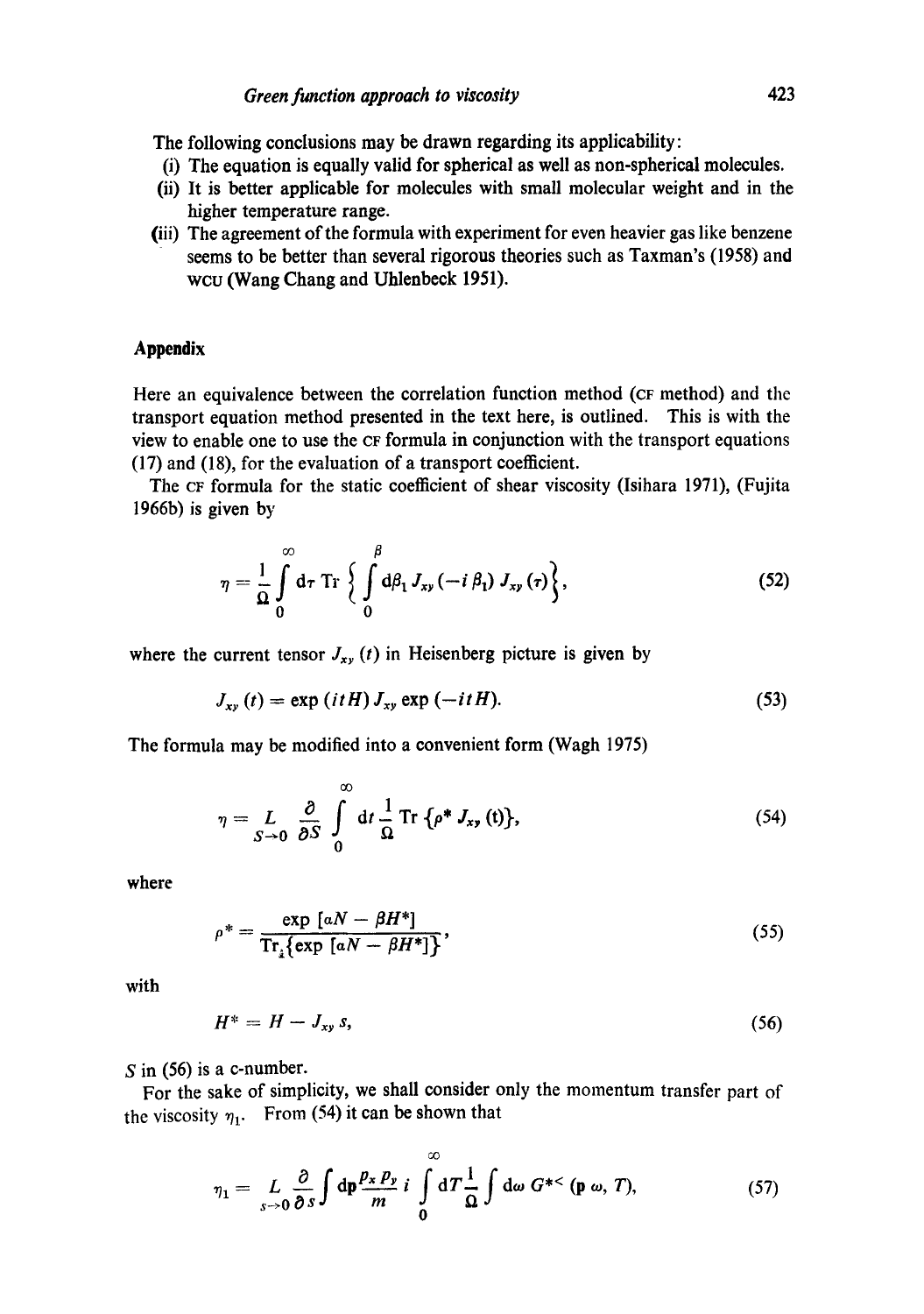The following conclusions may be drawn regarding its applicability:

(i) The equation is equally valid for spherical as well as non-spherical molecules.

(ii) It is better applicable for molecules with small molecular weight and in the higher temperature range.

(iii) The agreement of the formula with experiment for even heavier gas like benzene seems to be better than several rigorous theories such as Taxman's (1958) and WCU (Wang Chang and Uhlenbeck 1951).

## Appendix

Here an equivalence between the correlation function method (CF method) and the transport equation method presented in the text here, is outlined. This is with the view to enable one to use the CF formula in conjunction with the transport equations (17) and (18), for the evaluation of a transport coefficient.

The CF formula for the static coefficient of shear viscosity (Isihara 1971), (Fujita 1966b) is given by

$$\eta = \frac{1}{\Omega} \int_0^\infty \mathrm{d}\tau \, \mathrm{Tr} \left\{ \int_0^\beta \mathrm{d}\beta_1 \, J_{xy}(-i\beta_1) \, J_{xy}(\tau) \right\}, \tag{52}$$

where the current tensor $J_{xy}(t)$ in Heisenberg picture is given by

$$J_{xy}(t) = \exp(itH) \, J_{xy} \exp(-itH). \tag{53}$$

The formula may be modified into a convenient form (Wagh 1975)

$$\eta = \underset{S \to 0}{L} \frac{\partial}{\partial S} \int_0^\infty \mathrm{d}t \frac{1}{\Omega} \mathrm{Tr} \{\rho^* J_{xy}(t)\}, \tag{54}$$

where

$$\rho^* = \frac{\exp[\alpha N - \beta H^*]}{\mathrm{Tr}_x\{\exp[\alpha N - \beta H^*]\}}, \tag{55}$$

with

$$H^* = H - J_{xy} \, s, \tag{56}$$

$S$ in (56) is a c-number.

For the sake of simplicity, we shall consider only the momentum transfer part of the viscosity $\eta_1$. From (54) it can be shown that

$$\eta_1 = \underset{s \to 0}{L} \frac{\partial}{\partial s} \int \mathrm{d}\mathbf{p} \frac{p_x p_y}{m} i \int_0^\infty \mathrm{d}T \frac{1}{\Omega} \int \mathrm{d}\omega \, G^{*<}(\mathbf{p}\,\omega, T), \tag{57}$$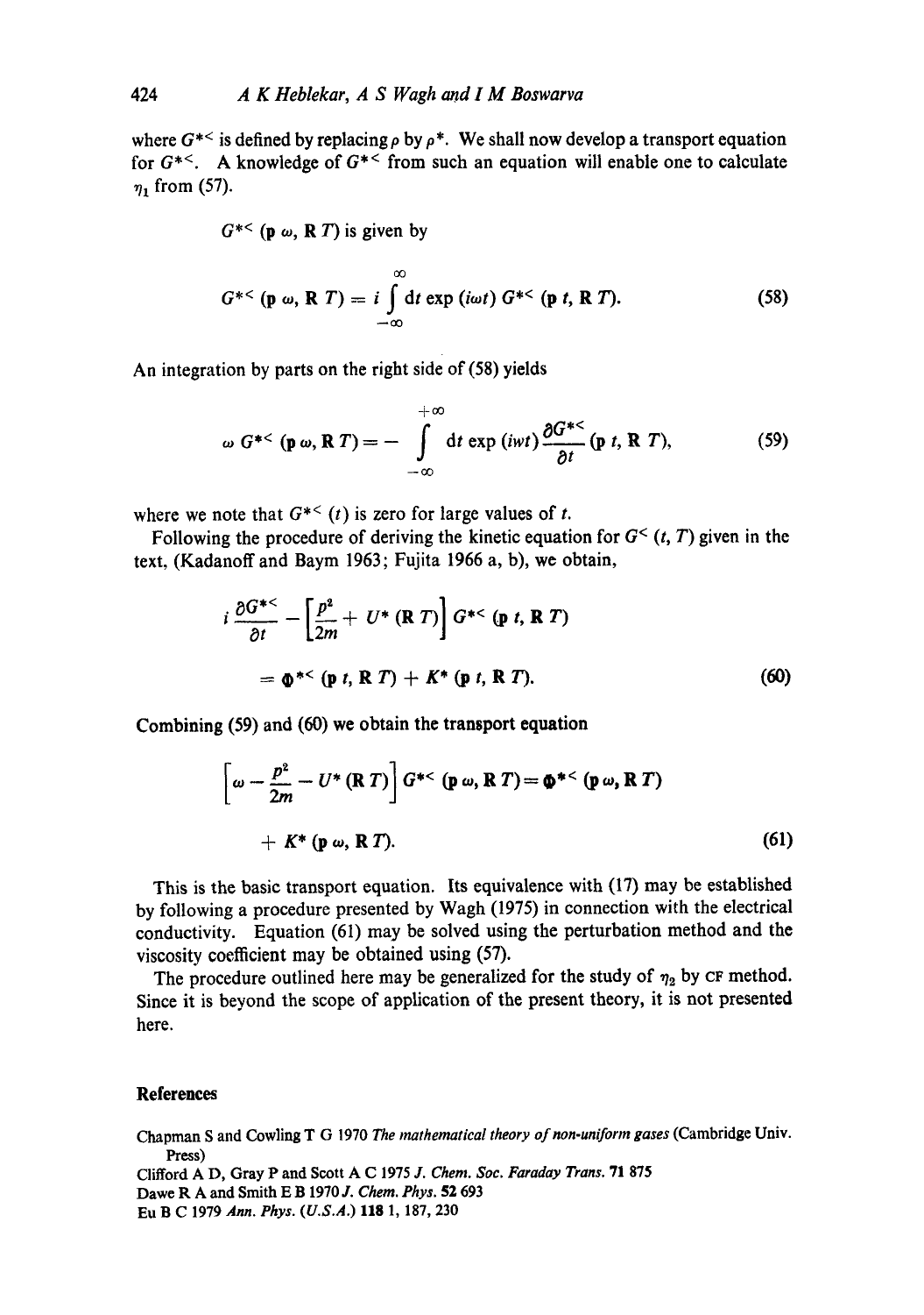where $G^{*<}$ is defined by replacing $\rho$ by $\rho^*$. We shall now develop a transport equation for $G^{*<}$. A knowledge of $G^{*<}$ from such an equation will enable one to calculate $\eta_1$ from (57).

$G^{*<}(\mathbf{p}\ \omega, \mathbf{R}\ T)$ is given by

$$G^{*<}(\mathbf{p}\ \omega, \mathbf{R}\ T) = i \int_{-\infty}^{\infty} dt \exp(i\omega t)\, G^{*<}(\mathbf{p}\ t, \mathbf{R}\ T). \tag{58}$$

An integration by parts on the right side of (58) yields

$$\omega\, G^{*<}(\mathbf{p}\ \omega, \mathbf{R}\ T) = - \int_{-\infty}^{+\infty} dt \exp(iwt) \frac{\partial G^{*<}}{\partial t}(\mathbf{p}\ t, \mathbf{R}\ T), \tag{59}$$

where we note that $G^{*<}(t)$ is zero for large values of $t$.

Following the procedure of deriving the kinetic equation for $G^{<}(t, T)$ given in the text, (Kadanoff and Baym 1963; Fujita 1966 a, b), we obtain,

$$i\frac{\partial G^{*<}}{\partial t} - \left[\frac{p^2}{2m} + U^*(\mathbf{R}\ T)\right] G^{*<}(\mathbf{p}\ t, \mathbf{R}\ T)$$
$$= \Phi^{*<}(\mathbf{p}\ t, \mathbf{R}\ T) + K^*(\mathbf{p}\ t, \mathbf{R}\ T). \tag{60}$$

Combining (59) and (60) we obtain the transport equation

$$\left[\omega - \frac{p^2}{2m} - U^*(\mathbf{R}\ T)\right] G^{*<}(\mathbf{p}\ \omega, \mathbf{R}\ T) = \Phi^{*<}(\mathbf{p}\ \omega, \mathbf{R}\ T)$$
$$+ K^*(\mathbf{p}\ \omega, \mathbf{R}\ T). \tag{61}$$

This is the basic transport equation. Its equivalence with (17) may be established by following a procedure presented by Wagh (1975) in connection with the electrical conductivity. Equation (61) may be solved using the perturbation method and the viscosity coefficient may be obtained using (57).

The procedure outlined here may be generalized for the study of $\eta_2$ by CF method. Since it is beyond the scope of application of the present theory, it is not presented here.

## References

Chapman S and Cowling T G 1970 *The mathematical theory of non-uniform gases* (Cambridge Univ. Press)

Clifford A D, Gray P and Scott A C 1975 *J. Chem. Soc. Faraday Trans.* **71** 875

Dawe R A and Smith E B 1970 *J. Chem. Phys.* **52** 693

Eu B C 1979 *Ann. Phys. (U.S.A.)* **118** 1, 187, 230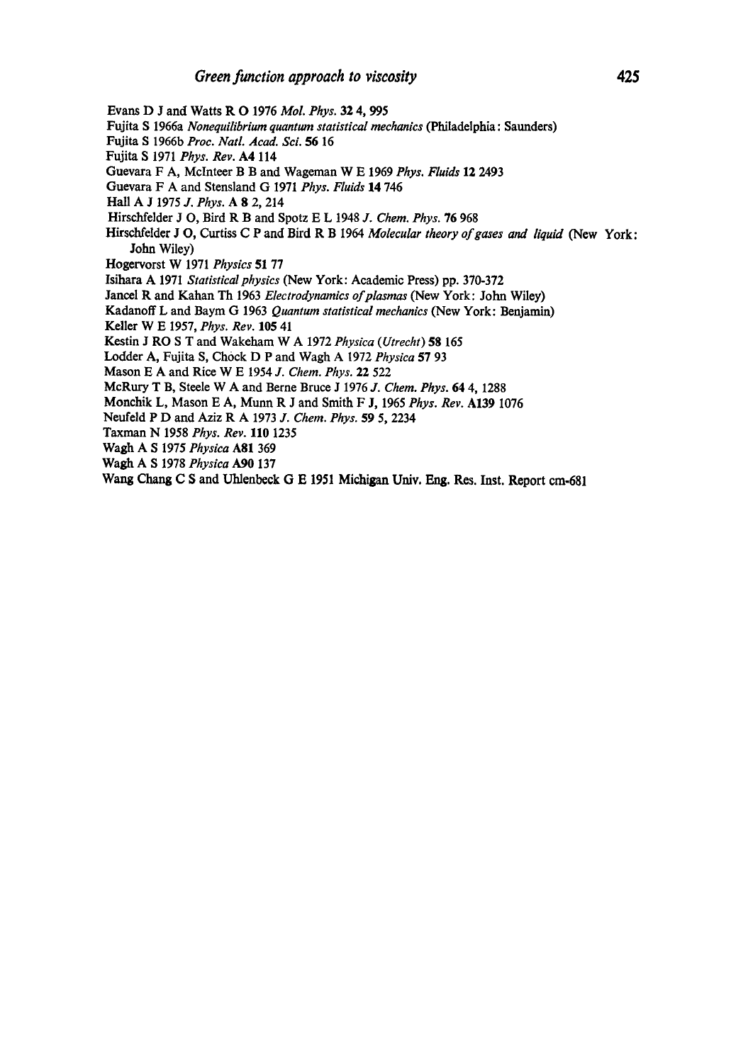Evans D J and Watts R O 1976 *Mol. Phys.* **32** 4, 995

Fujita S 1966a *Nonequilibrium quantum statistical mechanics* (Philadelphia: Saunders)

Fujita S 1966b *Proc. Natl. Acad. Sci.* **56** 16

Fujita S 1971 *Phys. Rev.* **A4** 114

Guevara F A, McInteer B B and Wageman W E 1969 *Phys. Fluids* **12** 2493

Guevara F A and Stensland G 1971 *Phys. Fluids* **14** 746

Hall A J 1975 *J. Phys.* A **8** 2, 214

Hirschfelder J O, Bird R B and Spotz E L 1948 *J. Chem. Phys.* **76** 968

Hirschfelder J O, Curtiss C P and Bird R B 1964 *Molecular theory of gases and liquid* (New York: John Wiley)

Hogervorst W 1971 *Physics* **51** 77

Isihara A 1971 *Statistical physics* (New York: Academic Press) pp. 370-372

Jancel R and Kahan Th 1963 *Electrodynamics of plasmas* (New York: John Wiley)

Kadanoff L and Baym G 1963 *Quantum statistical mechanics* (New York: Benjamin)

Keller W E 1957, *Phys. Rev.* **105** 41

Kestin J RO S T and Wakeham W A 1972 *Physica (Utrecht)* **58** 165

Lodder A, Fujita S, Chöck D P and Wagh A 1972 *Physica* **57** 93

Mason E A and Rice W E 1954 *J. Chem. Phys.* **22** 522

McRury T B, Steele W A and Berne Bruce J 1976 *J. Chem. Phys.* **64** 4, 1288

Monchik L, Mason E A, Munn R J and Smith F J, 1965 *Phys. Rev.* **A139** 1076

Neufeld P D and Aziz R A 1973 *J. Chem. Phys.* **59** 5, 2234

Taxman N 1958 *Phys. Rev.* **110** 1235

Wagh A S 1975 *Physica* **A81** 369

Wagh A S 1978 *Physica* **A90** 137

Wang Chang C S and Uhlenbeck G E 1951 Michigan Univ. Eng. Res. Inst. Report cm-681